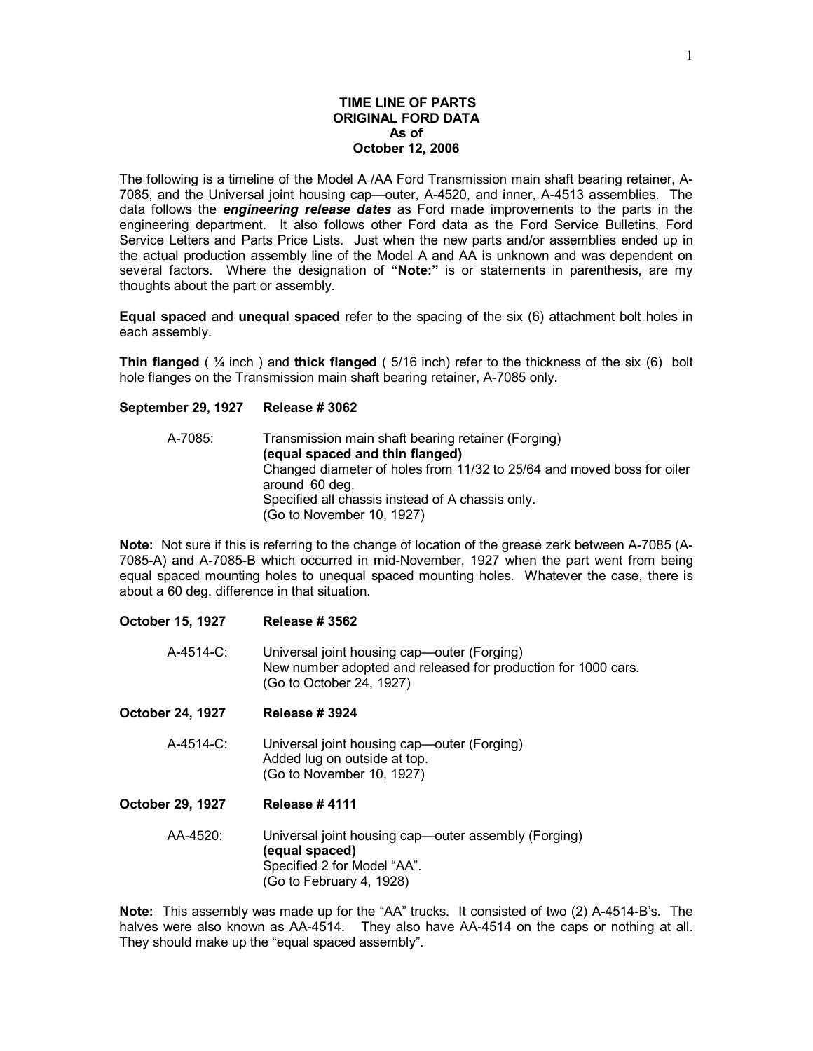# TIME LINE OF PARTS
## ORIGINAL FORD DATA
### As of
### October 12, 2006

The following is a timeline of the Model A /AA Ford Transmission main shaft bearing retainer, A-7085, and the Universal joint housing cap—outer, A-4520, and inner, A-4513 assemblies. The data follows the ***engineering release dates*** as Ford made improvements to the parts in the engineering department. It also follows other Ford data as the Ford Service Bulletins, Ford Service Letters and Parts Price Lists. Just when the new parts and/or assemblies ended up in the actual production assembly line of the Model A and AA is unknown and was dependent on several factors. Where the designation of **"Note:"** is or statements in parenthesis, are my thoughts about the part or assembly.

**Equal spaced** and **unequal spaced** refer to the spacing of the six (6) attachment bolt holes in each assembly.

**Thin flanged** ( ¼ inch ) and **thick flanged** ( 5/16 inch) refer to the thickness of the six (6) bolt hole flanges on the Transmission main shaft bearing retainer, A-7085 only.

**September 29, 1927 Release # 3062**

A-7085: Transmission main shaft bearing retainer (Forging)
**(equal spaced and thin flanged)**
Changed diameter of holes from 11/32 to 25/64 and moved boss for oiler around 60 deg.
Specified all chassis instead of A chassis only.
(Go to November 10, 1927)

**Note:** Not sure if this is referring to the change of location of the grease zerk between A-7085 (A-7085-A) and A-7085-B which occurred in mid-November, 1927 when the part went from being equal spaced mounting holes to unequal spaced mounting holes. Whatever the case, there is about a 60 deg. difference in that situation.

**October 15, 1927 Release # 3562**

A-4514-C: Universal joint housing cap—outer (Forging)
New number adopted and released for production for 1000 cars.
(Go to October 24, 1927)

**October 24, 1927 Release # 3924**

A-4514-C: Universal joint housing cap—outer (Forging)
Added lug on outside at top.
(Go to November 10, 1927)

**October 29, 1927 Release # 4111**

AA-4520: Universal joint housing cap—outer assembly (Forging)
**(equal spaced)**
Specified 2 for Model "AA".
(Go to February 4, 1928)

**Note:** This assembly was made up for the "AA" trucks. It consisted of two (2) A-4514-B's. The halves were also known as AA-4514. They also have AA-4514 on the caps or nothing at all. They should make up the "equal spaced assembly".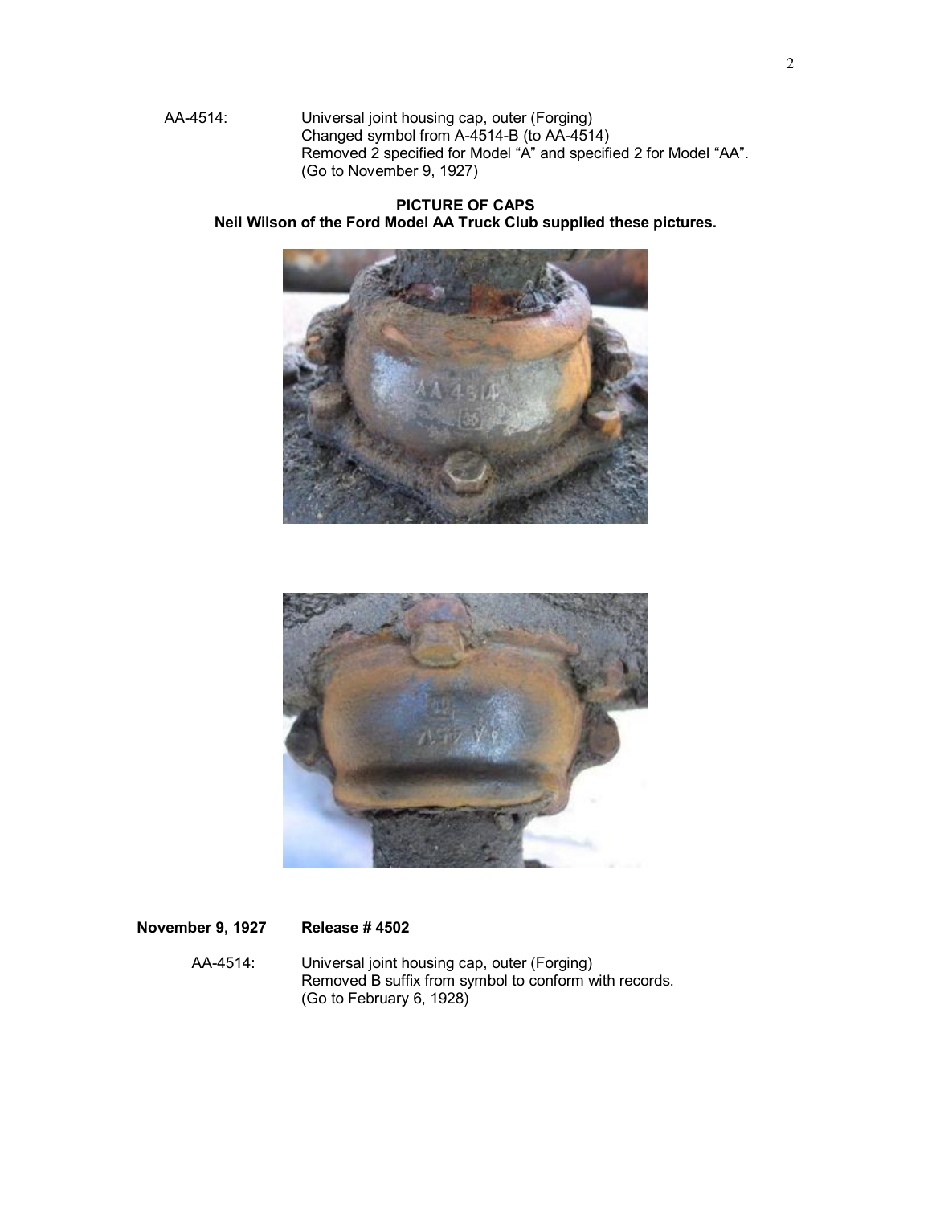AA-4514: Universal joint housing cap, outer (Forging)
Changed symbol from A-4514-B (to AA-4514)
Removed 2 specified for Model "A" and specified 2 for Model "AA".
(Go to November 9, 1927)

**PICTURE OF CAPS**
**Neil Wilson of the Ford Model AA Truck Club supplied these pictures.**

**November 9, 1927 Release # 4502**

AA-4514: Universal joint housing cap, outer (Forging)
Removed B suffix from symbol to conform with records.
(Go to February 6, 1928)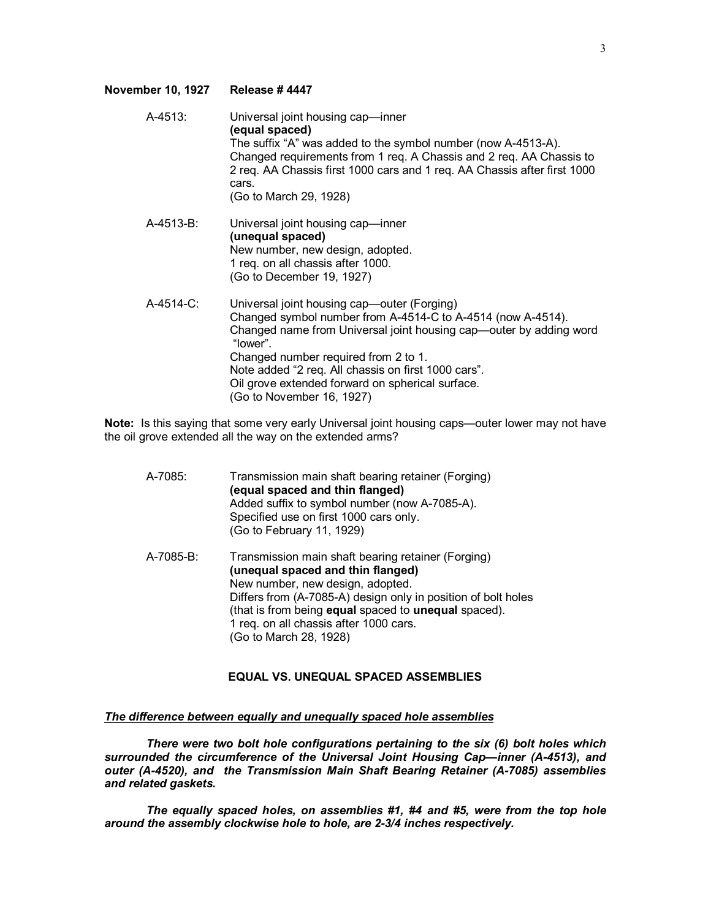**November 10, 1927 Release # 4447**

A-4513: Universal joint housing cap—inner
**(equal spaced)**
The suffix "A" was added to the symbol number (now A-4513-A).
Changed requirements from 1 req. A Chassis and 2 req. AA Chassis to 2 req. AA Chassis first 1000 cars and 1 req. AA Chassis after first 1000 cars.
(Go to March 29, 1928)

A-4513-B: Universal joint housing cap—inner
**(unequal spaced)**
New number, new design, adopted.
1 req. on all chassis after 1000.
(Go to December 19, 1927)

A-4514-C: Universal joint housing cap—outer (Forging)
Changed symbol number from A-4514-C to A-4514 (now A-4514).
Changed name from Universal joint housing cap—outer by adding word "lower".
Changed number required from 2 to 1.
Note added "2 req. All chassis on first 1000 cars".
Oil grove extended forward on spherical surface.
(Go to November 16, 1927)

**Note:** Is this saying that some very early Universal joint housing caps—outer lower may not have the oil grove extended all the way on the extended arms?

A-7085: Transmission main shaft bearing retainer (Forging)
**(equal spaced and thin flanged)**
Added suffix to symbol number (now A-7085-A).
Specified use on first 1000 cars only.
(Go to February 11, 1929)

A-7085-B: Transmission main shaft bearing retainer (Forging)
**(unequal spaced and thin flanged)**
New number, new design, adopted.
Differs from (A-7085-A) design only in position of bolt holes (that is from being **equal** spaced to **unequal** spaced).
1 req. on all chassis after 1000 cars.
(Go to March 28, 1928)

## EQUAL VS. UNEQUAL SPACED ASSEMBLIES

***The difference between equally and unequally spaced hole assemblies***

***There were two bolt hole configurations pertaining to the six (6) bolt holes which surrounded the circumference of the Universal Joint Housing Cap—inner (A-4513), and outer (A-4520), and the Transmission Main Shaft Bearing Retainer (A-7085) assemblies and related gaskets.***

***The equally spaced holes, on assemblies #1, #4 and #5, were from the top hole around the assembly clockwise hole to hole, are 2-3/4 inches respectively.***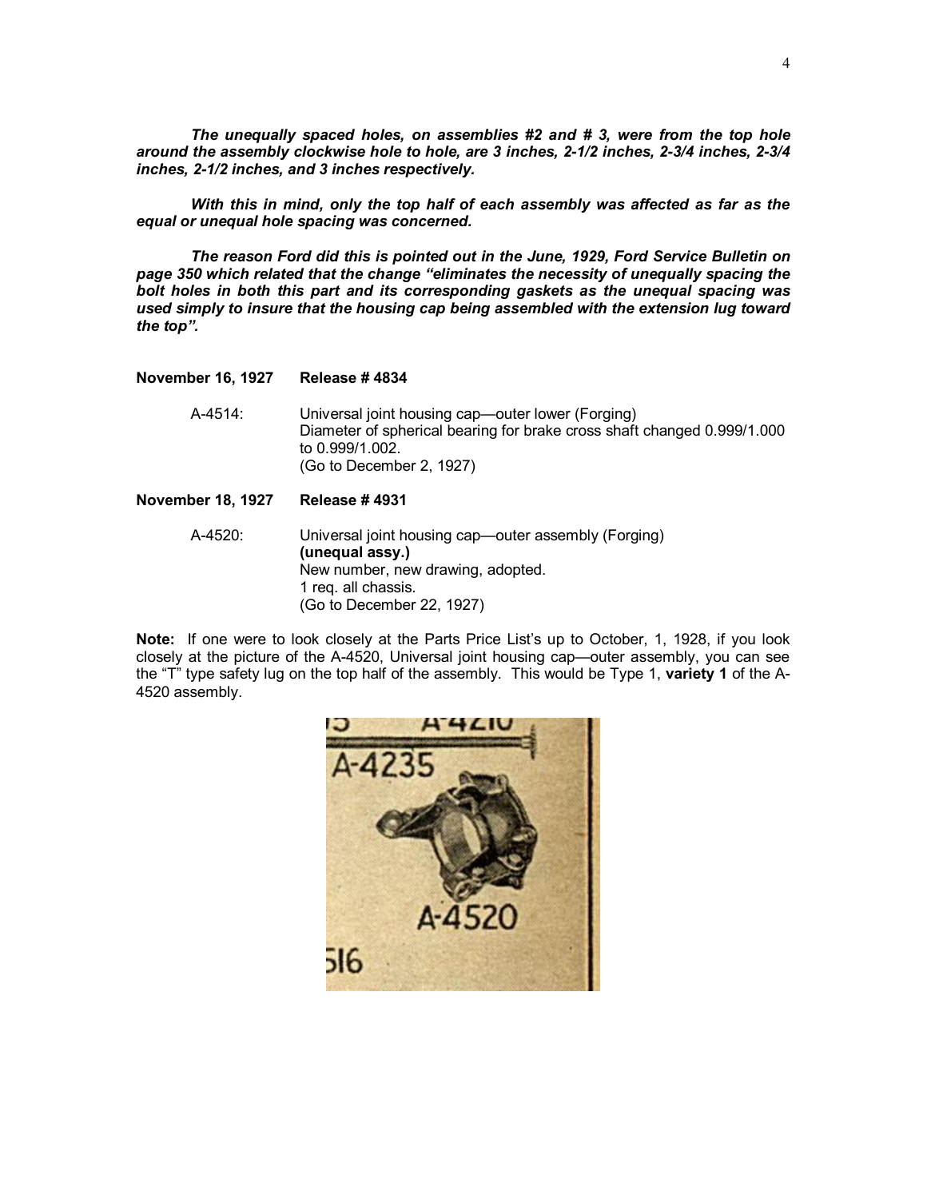***The unequally spaced holes, on assemblies #2 and # 3, were from the top hole around the assembly clockwise hole to hole, are 3 inches, 2-1/2 inches, 2-3/4 inches, 2-3/4 inches, 2-1/2 inches, and 3 inches respectively.***

***With this in mind, only the top half of each assembly was affected as far as the equal or unequal hole spacing was concerned.***

***The reason Ford did this is pointed out in the June, 1929, Ford Service Bulletin on page 350 which related that the change "eliminates the necessity of unequally spacing the bolt holes in both this part and its corresponding gaskets as the unequal spacing was used simply to insure that the housing cap being assembled with the extension lug toward the top".***

**November 16, 1927 Release # 4834**

A-4514: Universal joint housing cap—outer lower (Forging)
Diameter of spherical bearing for brake cross shaft changed 0.999/1.000 to 0.999/1.002.
(Go to December 2, 1927)

**November 18, 1927 Release # 4931**

A-4520: Universal joint housing cap—outer assembly (Forging)
**(unequal assy.)**
New number, new drawing, adopted.
1 req. all chassis.
(Go to December 22, 1927)

**Note:** If one were to look closely at the Parts Price List's up to October, 1, 1928, if you look closely at the picture of the A-4520, Universal joint housing cap—outer assembly, you can see the "T" type safety lug on the top half of the assembly. This would be Type 1, **variety 1** of the A-4520 assembly.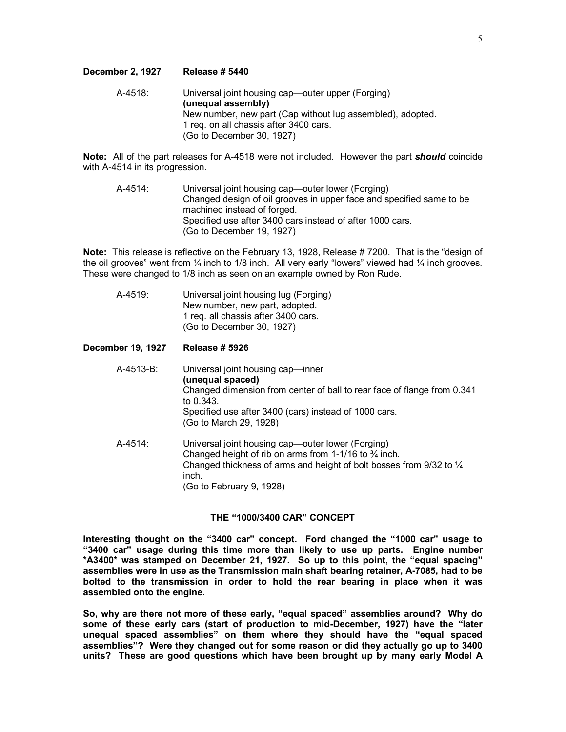**December 2, 1927 Release # 5440**

A-4518: Universal joint housing cap—outer upper (Forging)
**(unequal assembly)**
New number, new part (Cap without lug assembled), adopted.
1 req. on all chassis after 3400 cars.
(Go to December 30, 1927)

**Note:** All of the part releases for A-4518 were not included. However the part ***should*** coincide with A-4514 in its progression.

A-4514: Universal joint housing cap—outer lower (Forging)
Changed design of oil grooves in upper face and specified same to be machined instead of forged.
Specified use after 3400 cars instead of after 1000 cars.
(Go to December 19, 1927)

**Note:** This release is reflective on the February 13, 1928, Release # 7200. That is the "design of the oil grooves" went from ¼ inch to 1/8 inch. All very early "lowers" viewed had ¼ inch grooves. These were changed to 1/8 inch as seen on an example owned by Ron Rude.

A-4519: Universal joint housing lug (Forging)
New number, new part, adopted.
1 req. all chassis after 3400 cars.
(Go to December 30, 1927)

**December 19, 1927 Release # 5926**

A-4513-B: Universal joint housing cap—inner
**(unequal spaced)**
Changed dimension from center of ball to rear face of flange from 0.341 to 0.343.
Specified use after 3400 (cars) instead of 1000 cars.
(Go to March 29, 1928)

A-4514: Universal joint housing cap—outer lower (Forging)
Changed height of rib on arms from 1-1/16 to ¾ inch.
Changed thickness of arms and height of bolt bosses from 9/32 to ¼ inch.
(Go to February 9, 1928)

## THE "1000/3400 CAR" CONCEPT

**Interesting thought on the "3400 car" concept. Ford changed the "1000 car" usage to "3400 car" usage during this time more than likely to use up parts. Engine number \*A3400\* was stamped on December 21, 1927. So up to this point, the "equal spacing" assemblies were in use as the Transmission main shaft bearing retainer, A-7085, had to be bolted to the transmission in order to hold the rear bearing in place when it was assembled onto the engine.**

**So, why are there not more of these early, "equal spaced" assemblies around? Why do some of these early cars (start of production to mid-December, 1927) have the "later unequal spaced assemblies" on them where they should have the "equal spaced assemblies"? Were they changed out for some reason or did they actually go up to 3400 units? These are good questions which have been brought up by many early Model A**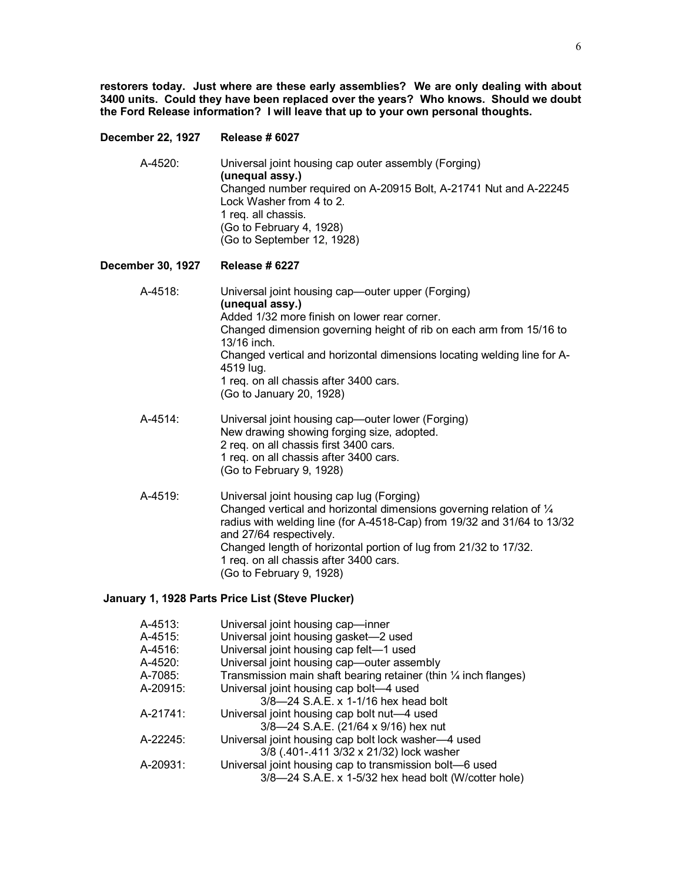**restorers today. Just where are these early assemblies? We are only dealing with about 3400 units. Could they have been replaced over the years? Who knows. Should we doubt the Ford Release information? I will leave that up to your own personal thoughts.**

**December 22, 1927 Release # 6027**

A-4520: Universal joint housing cap outer assembly (Forging)
**(unequal assy.)**
Changed number required on A-20915 Bolt, A-21741 Nut and A-22245 Lock Washer from 4 to 2.
1 req. all chassis.
(Go to February 4, 1928)
(Go to September 12, 1928)

**December 30, 1927 Release # 6227**

A-4518: Universal joint housing cap—outer upper (Forging)
**(unequal assy.)**
Added 1/32 more finish on lower rear corner.
Changed dimension governing height of rib on each arm from 15/16 to 13/16 inch.
Changed vertical and horizontal dimensions locating welding line for A-4519 lug.
1 req. on all chassis after 3400 cars.
(Go to January 20, 1928)

A-4514: Universal joint housing cap—outer lower (Forging)
New drawing showing forging size, adopted.
2 req. on all chassis first 3400 cars.
1 req. on all chassis after 3400 cars.
(Go to February 9, 1928)

A-4519: Universal joint housing cap lug (Forging)
Changed vertical and horizontal dimensions governing relation of ¼ radius with welding line (for A-4518-Cap) from 19/32 and 31/64 to 13/32 and 27/64 respectively.
Changed length of horizontal portion of lug from 21/32 to 17/32.
1 req. on all chassis after 3400 cars.
(Go to February 9, 1928)

**January 1, 1928 Parts Price List (Steve Plucker)**

A-4513: Universal joint housing cap—inner
A-4515: Universal joint housing gasket—2 used
A-4516: Universal joint housing cap felt—1 used
A-4520: Universal joint housing cap—outer assembly
A-7085: Transmission main shaft bearing retainer (thin ¼ inch flanges)
A-20915: Universal joint housing cap bolt—4 used
3/8—24 S.A.E. x 1-1/16 hex head bolt
A-21741: Universal joint housing cap bolt nut—4 used
3/8—24 S.A.E. (21/64 x 9/16) hex nut
A-22245: Universal joint housing cap bolt lock washer—4 used
3/8 (.401-.411 3/32 x 21/32) lock washer
A-20931: Universal joint housing cap to transmission bolt—6 used
3/8—24 S.A.E. x 1-5/32 hex head bolt (W/cotter hole)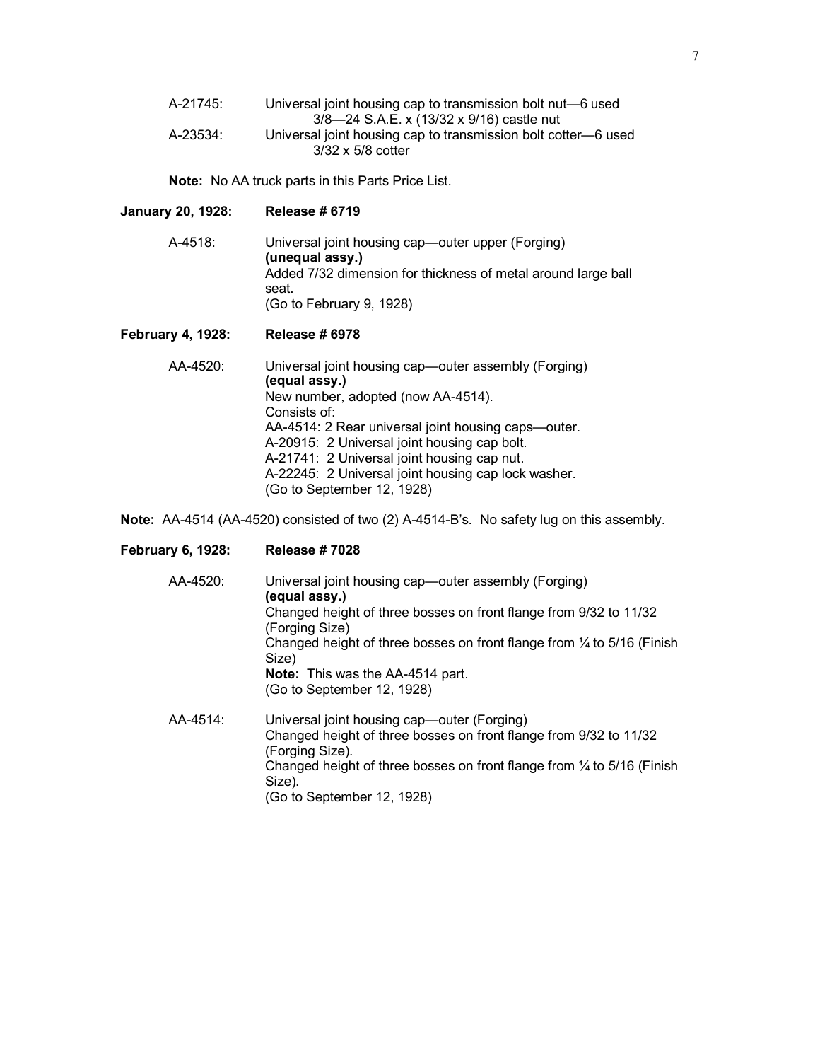A-21745: Universal joint housing cap to transmission bolt nut—6 used
3/8—24 S.A.E. x (13/32 x 9/16) castle nut

A-23534: Universal joint housing cap to transmission bolt cotter—6 used
3/32 x 5/8 cotter

**Note:** No AA truck parts in this Parts Price List.

**January 20, 1928: Release # 6719**

A-4518: Universal joint housing cap—outer upper (Forging)
**(unequal assy.)**
Added 7/32 dimension for thickness of metal around large ball seat.
(Go to February 9, 1928)

**February 4, 1928: Release # 6978**

AA-4520: Universal joint housing cap—outer assembly (Forging)
**(equal assy.)**
New number, adopted (now AA-4514).
Consists of:
AA-4514: 2 Rear universal joint housing caps—outer.
A-20915: 2 Universal joint housing cap bolt.
A-21741: 2 Universal joint housing cap nut.
A-22245: 2 Universal joint housing cap lock washer.
(Go to September 12, 1928)

**Note:** AA-4514 (AA-4520) consisted of two (2) A-4514-B's. No safety lug on this assembly.

**February 6, 1928: Release # 7028**

AA-4520: Universal joint housing cap—outer assembly (Forging)
**(equal assy.)**
Changed height of three bosses on front flange from 9/32 to 11/32 (Forging Size)
Changed height of three bosses on front flange from ¼ to 5/16 (Finish Size)
**Note:** This was the AA-4514 part.
(Go to September 12, 1928)

AA-4514: Universal joint housing cap—outer (Forging)
Changed height of three bosses on front flange from 9/32 to 11/32 (Forging Size).
Changed height of three bosses on front flange from ¼ to 5/16 (Finish Size).
(Go to September 12, 1928)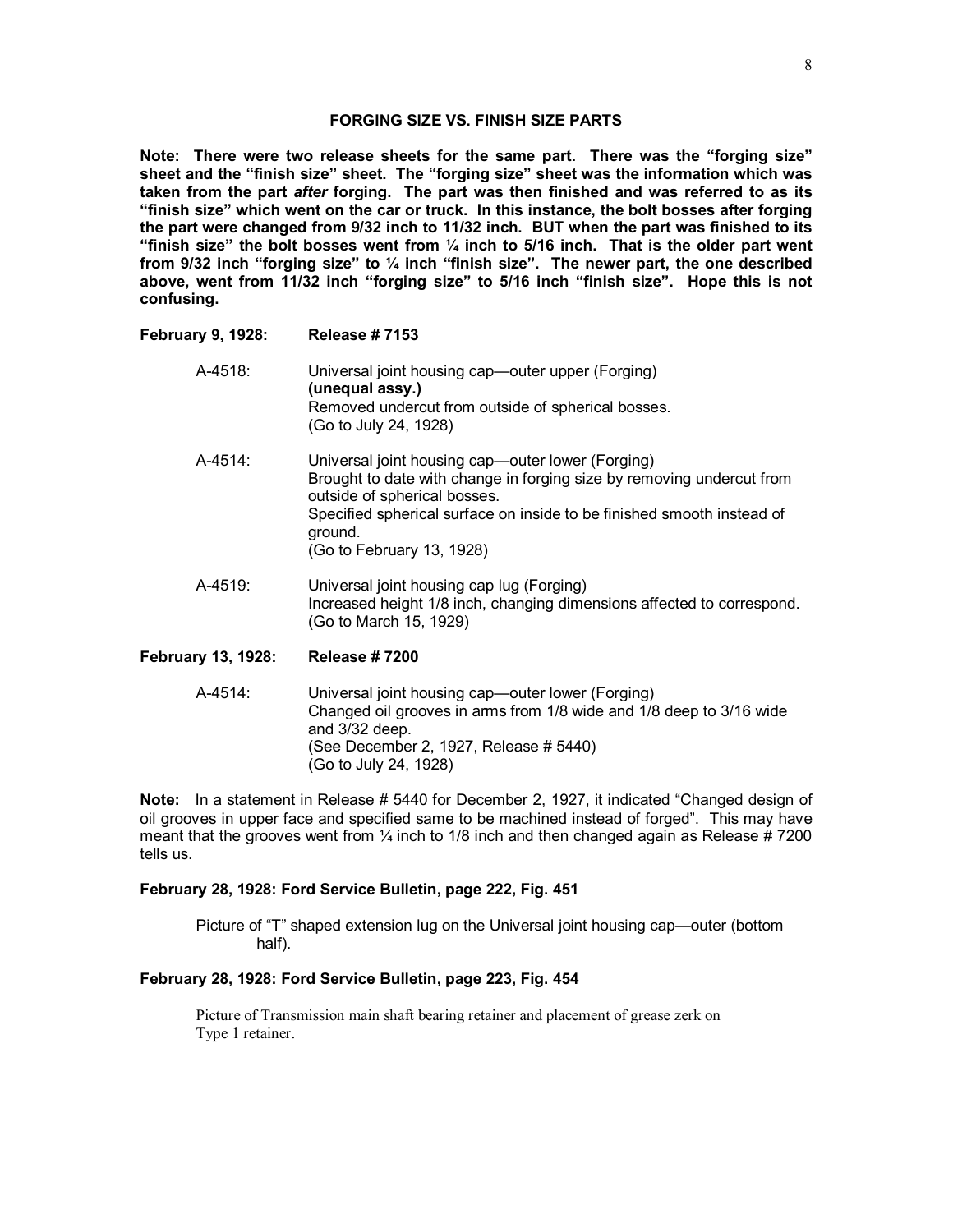## FORGING SIZE VS. FINISH SIZE PARTS

**Note: There were two release sheets for the same part. There was the "forging size" sheet and the "finish size" sheet. The "forging size" sheet was the information which was taken from the part *after* forging. The part was then finished and was referred to as its "finish size" which went on the car or truck. In this instance, the bolt bosses after forging the part were changed from 9/32 inch to 11/32 inch. BUT when the part was finished to its "finish size" the bolt bosses went from ¼ inch to 5/16 inch. That is the older part went from 9/32 inch "forging size" to ¼ inch "finish size". The newer part, the one described above, went from 11/32 inch "forging size" to 5/16 inch "finish size". Hope this is not confusing.**

**February 9, 1928: Release # 7153**

A-4518: Universal joint housing cap—outer upper (Forging)
**(unequal assy.)**
Removed undercut from outside of spherical bosses.
(Go to July 24, 1928)

A-4514: Universal joint housing cap—outer lower (Forging)
Brought to date with change in forging size by removing undercut from outside of spherical bosses.
Specified spherical surface on inside to be finished smooth instead of ground.
(Go to February 13, 1928)

A-4519: Universal joint housing cap lug (Forging)
Increased height 1/8 inch, changing dimensions affected to correspond.
(Go to March 15, 1929)

**February 13, 1928: Release # 7200**

A-4514: Universal joint housing cap—outer lower (Forging)
Changed oil grooves in arms from 1/8 wide and 1/8 deep to 3/16 wide and 3/32 deep.
(See December 2, 1927, Release # 5440)
(Go to July 24, 1928)

**Note:** In a statement in Release # 5440 for December 2, 1927, it indicated "Changed design of oil grooves in upper face and specified same to be machined instead of forged". This may have meant that the grooves went from ¼ inch to 1/8 inch and then changed again as Release # 7200 tells us.

**February 28, 1928: Ford Service Bulletin, page 222, Fig. 451**

Picture of "T" shaped extension lug on the Universal joint housing cap—outer (bottom half).

**February 28, 1928: Ford Service Bulletin, page 223, Fig. 454**

Picture of Transmission main shaft bearing retainer and placement of grease zerk on Type 1 retainer.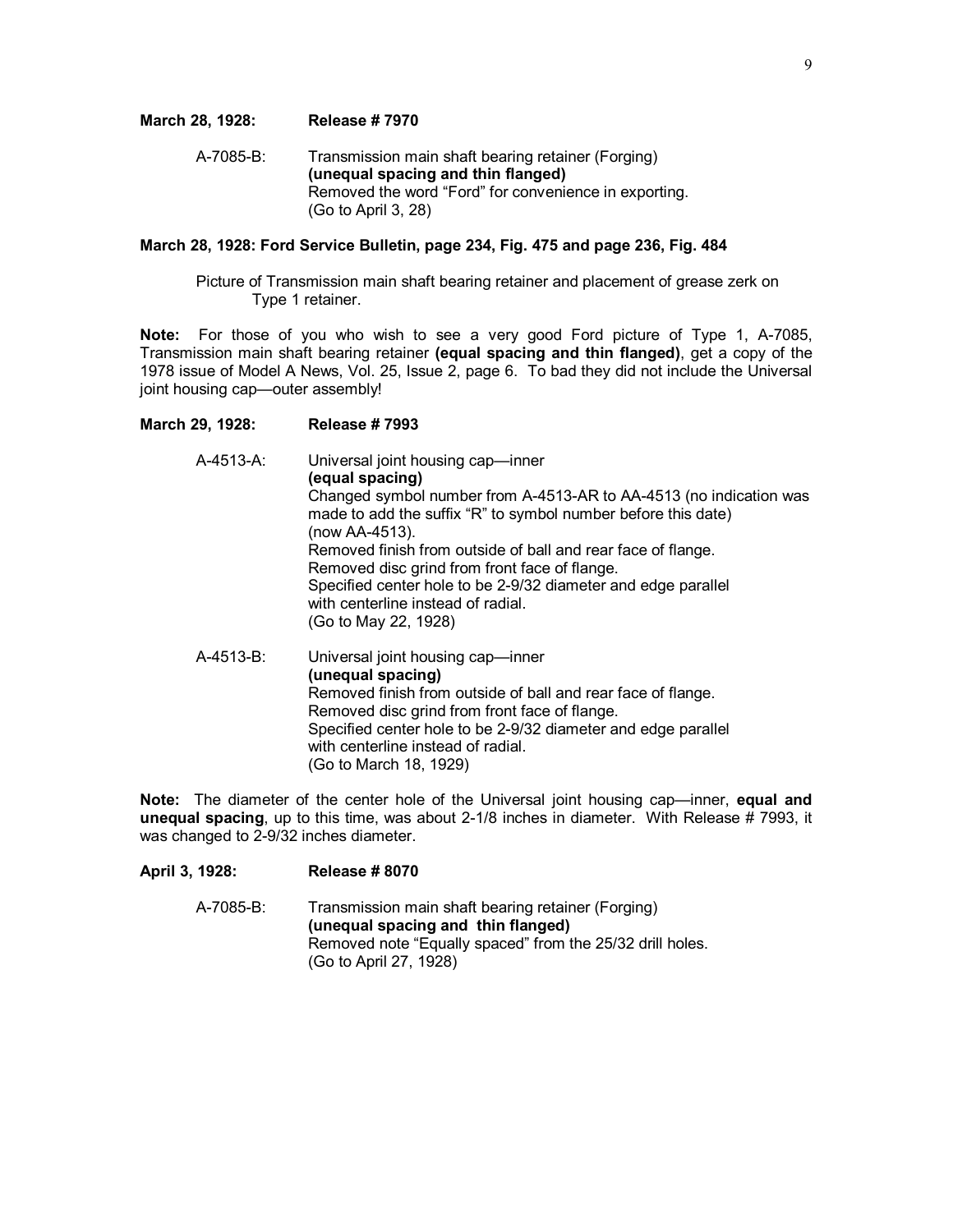**March 28, 1928: Release # 7970**

A-7085-B: Transmission main shaft bearing retainer (Forging)
**(unequal spacing and thin flanged)**
Removed the word "Ford" for convenience in exporting.
(Go to April 3, 28)

**March 28, 1928: Ford Service Bulletin, page 234, Fig. 475 and page 236, Fig. 484**

Picture of Transmission main shaft bearing retainer and placement of grease zerk on Type 1 retainer.

**Note:** For those of you who wish to see a very good Ford picture of Type 1, A-7085, Transmission main shaft bearing retainer **(equal spacing and thin flanged)**, get a copy of the 1978 issue of Model A News, Vol. 25, Issue 2, page 6. To bad they did not include the Universal joint housing cap—outer assembly!

**March 29, 1928: Release # 7993**

A-4513-A: Universal joint housing cap—inner
**(equal spacing)**
Changed symbol number from A-4513-AR to AA-4513 (no indication was made to add the suffix "R" to symbol number before this date) (now AA-4513).
Removed finish from outside of ball and rear face of flange.
Removed disc grind from front face of flange.
Specified center hole to be 2-9/32 diameter and edge parallel with centerline instead of radial.
(Go to May 22, 1928)

A-4513-B: Universal joint housing cap—inner
**(unequal spacing)**
Removed finish from outside of ball and rear face of flange.
Removed disc grind from front face of flange.
Specified center hole to be 2-9/32 diameter and edge parallel with centerline instead of radial.
(Go to March 18, 1929)

**Note:** The diameter of the center hole of the Universal joint housing cap—inner, **equal and unequal spacing**, up to this time, was about 2-1/8 inches in diameter. With Release # 7993, it was changed to 2-9/32 inches diameter.

**April 3, 1928: Release # 8070**

A-7085-B: Transmission main shaft bearing retainer (Forging)
**(unequal spacing and thin flanged)**
Removed note "Equally spaced" from the 25/32 drill holes.
(Go to April 27, 1928)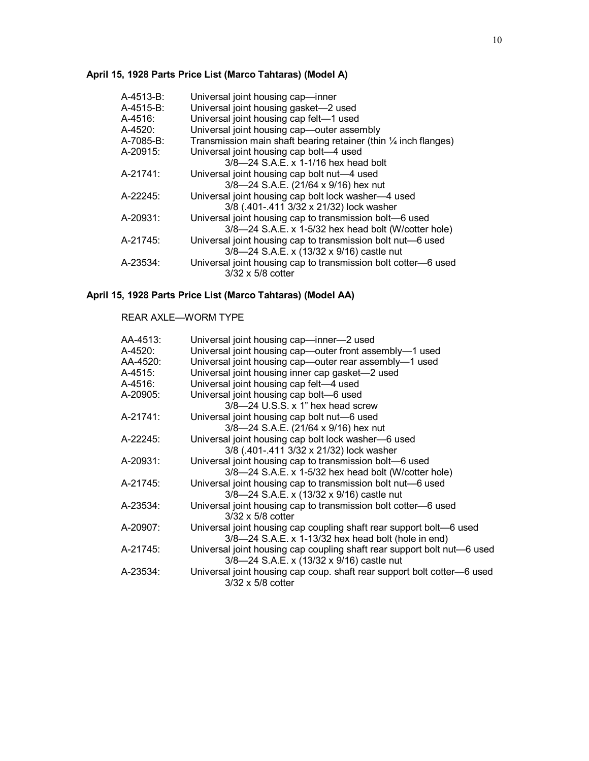**April 15, 1928 Parts Price List (Marco Tahtaras) (Model A)**

| | |
|---|---|
| A-4513-B: | Universal joint housing cap—inner |
| A-4515-B: | Universal joint housing gasket—2 used |
| A-4516: | Universal joint housing cap felt—1 used |
| A-4520: | Universal joint housing cap—outer assembly |
| A-7085-B: | Transmission main shaft bearing retainer (thin ¼ inch flanges) |
| A-20915: | Universal joint housing cap bolt—4 used<br>3/8—24 S.A.E. x 1-1/16 hex head bolt |
| A-21741: | Universal joint housing cap bolt nut—4 used<br>3/8—24 S.A.E. (21/64 x 9/16) hex nut |
| A-22245: | Universal joint housing cap bolt lock washer—4 used<br>3/8 (.401-.411 3/32 x 21/32) lock washer |
| A-20931: | Universal joint housing cap to transmission bolt—6 used<br>3/8—24 S.A.E. x 1-5/32 hex head bolt (W/cotter hole) |
| A-21745: | Universal joint housing cap to transmission bolt nut—6 used<br>3/8—24 S.A.E. x (13/32 x 9/16) castle nut |
| A-23534: | Universal joint housing cap to transmission bolt cotter—6 used<br>3/32 x 5/8 cotter |

**April 15, 1928 Parts Price List (Marco Tahtaras) (Model AA)**

REAR AXLE—WORM TYPE

| | |
|---|---|
| AA-4513: | Universal joint housing cap—inner—2 used |
| A-4520: | Universal joint housing cap—outer front assembly—1 used |
| AA-4520: | Universal joint housing cap—outer rear assembly—1 used |
| A-4515: | Universal joint housing inner cap gasket—2 used |
| A-4516: | Universal joint housing cap felt—4 used |
| A-20905: | Universal joint housing cap bolt—6 used<br>3/8—24 U.S.S. x 1" hex head screw |
| A-21741: | Universal joint housing cap bolt nut—6 used<br>3/8—24 S.A.E. (21/64 x 9/16) hex nut |
| A-22245: | Universal joint housing cap bolt lock washer—6 used<br>3/8 (.401-.411 3/32 x 21/32) lock washer |
| A-20931: | Universal joint housing cap to transmission bolt—6 used<br>3/8—24 S.A.E. x 1-5/32 hex head bolt (W/cotter hole) |
| A-21745: | Universal joint housing cap to transmission bolt nut—6 used<br>3/8—24 S.A.E. x (13/32 x 9/16) castle nut |
| A-23534: | Universal joint housing cap to transmission bolt cotter—6 used<br>3/32 x 5/8 cotter |
| A-20907: | Universal joint housing cap coupling shaft rear support bolt—6 used<br>3/8—24 S.A.E. x 1-13/32 hex head bolt (hole in end) |
| A-21745: | Universal joint housing cap coupling shaft rear support bolt nut—6 used<br>3/8—24 S.A.E. x (13/32 x 9/16) castle nut |
| A-23534: | Universal joint housing cap coup. shaft rear support bolt cotter—6 used<br>3/32 x 5/8 cotter |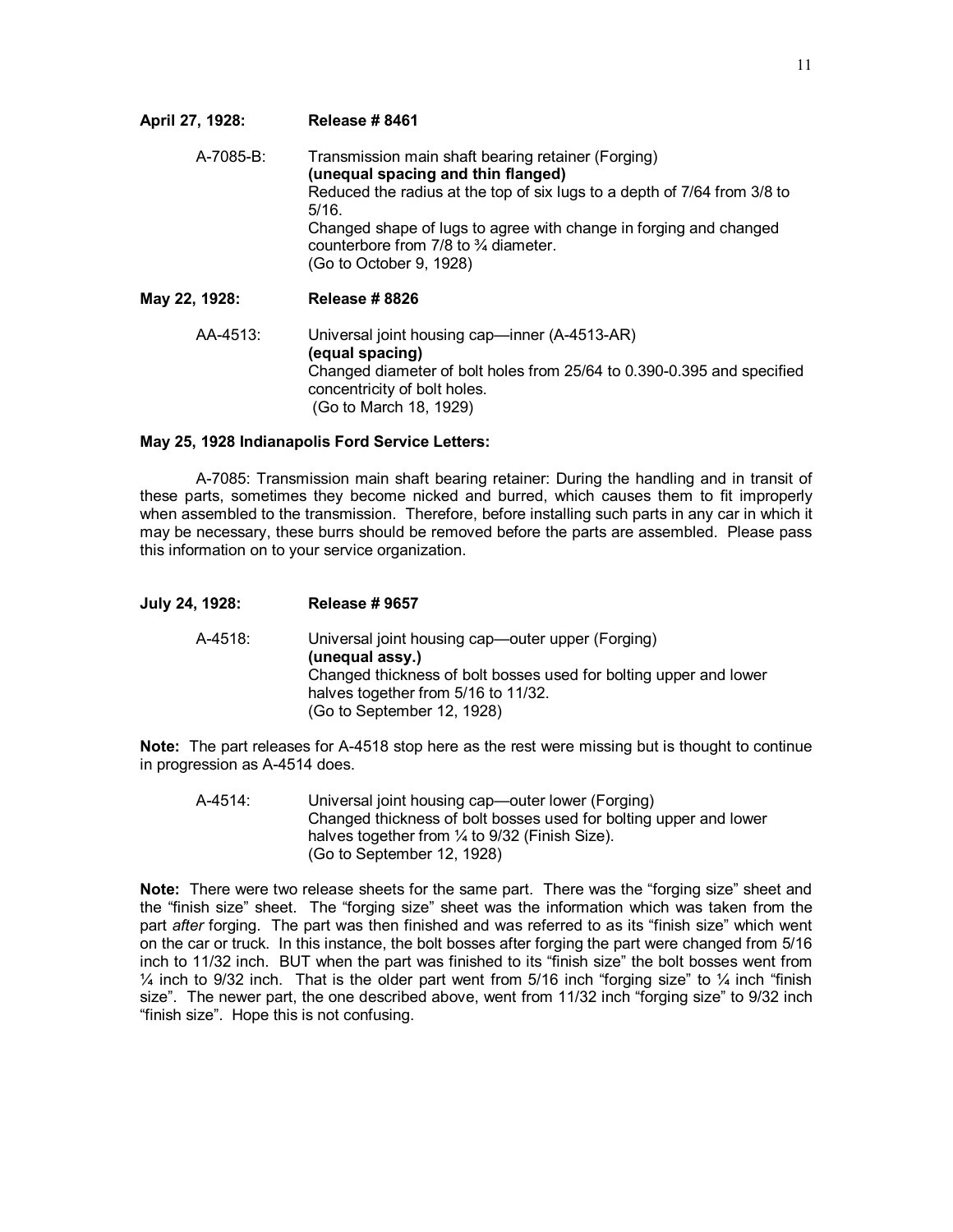**April 27, 1928: Release # 8461**

A-7085-B: Transmission main shaft bearing retainer (Forging)
**(unequal spacing and thin flanged)**
Reduced the radius at the top of six lugs to a depth of 7/64 from 3/8 to 5/16.
Changed shape of lugs to agree with change in forging and changed counterbore from 7/8 to ¾ diameter.
(Go to October 9, 1928)

**May 22, 1928: Release # 8826**

AA-4513: Universal joint housing cap—inner (A-4513-AR)
**(equal spacing)**
Changed diameter of bolt holes from 25/64 to 0.390-0.395 and specified concentricity of bolt holes.
(Go to March 18, 1929)

**May 25, 1928 Indianapolis Ford Service Letters:**

A-7085: Transmission main shaft bearing retainer: During the handling and in transit of these parts, sometimes they become nicked and burred, which causes them to fit improperly when assembled to the transmission. Therefore, before installing such parts in any car in which it may be necessary, these burrs should be removed before the parts are assembled. Please pass this information on to your service organization.

**July 24, 1928: Release # 9657**

A-4518: Universal joint housing cap—outer upper (Forging)
**(unequal assy.)**
Changed thickness of bolt bosses used for bolting upper and lower halves together from 5/16 to 11/32.
(Go to September 12, 1928)

**Note:** The part releases for A-4518 stop here as the rest were missing but is thought to continue in progression as A-4514 does.

A-4514: Universal joint housing cap—outer lower (Forging)
Changed thickness of bolt bosses used for bolting upper and lower halves together from ¼ to 9/32 (Finish Size).
(Go to September 12, 1928)

**Note:** There were two release sheets for the same part. There was the "forging size" sheet and the "finish size" sheet. The "forging size" sheet was the information which was taken from the part *after* forging. The part was then finished and was referred to as its "finish size" which went on the car or truck. In this instance, the bolt bosses after forging the part were changed from 5/16 inch to 11/32 inch. BUT when the part was finished to its "finish size" the bolt bosses went from ¼ inch to 9/32 inch. That is the older part went from 5/16 inch "forging size" to ¼ inch "finish size". The newer part, the one described above, went from 11/32 inch "forging size" to 9/32 inch "finish size". Hope this is not confusing.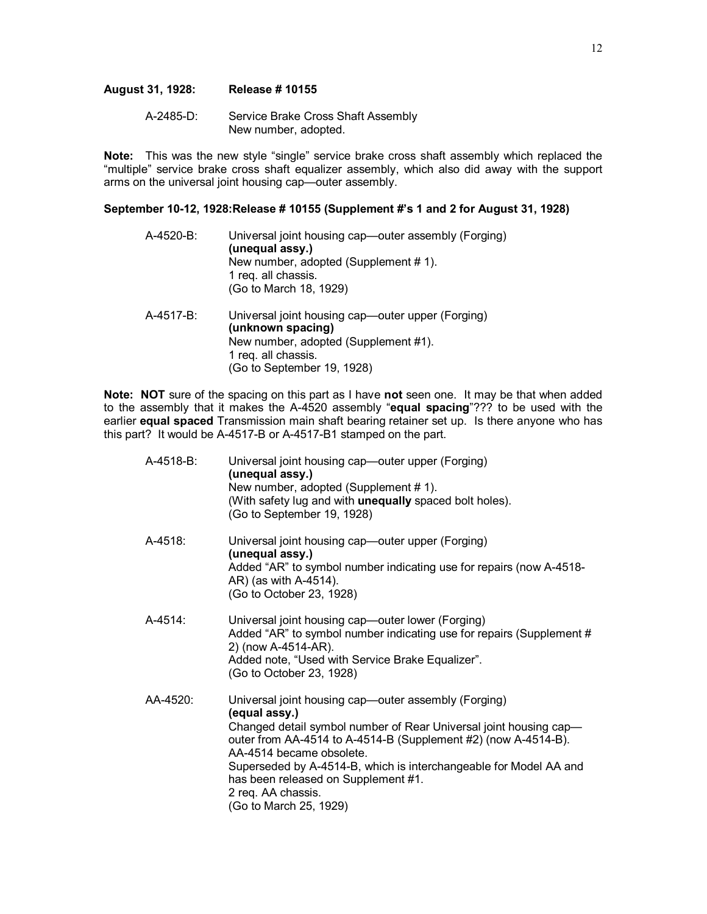**August 31, 1928: Release # 10155**

A-2485-D: Service Brake Cross Shaft Assembly
New number, adopted.

**Note:** This was the new style "single" service brake cross shaft assembly which replaced the "multiple" service brake cross shaft equalizer assembly, which also did away with the support arms on the universal joint housing cap—outer assembly.

**September 10-12, 1928: Release # 10155 (Supplement #'s 1 and 2 for August 31, 1928)**

A-4520-B: Universal joint housing cap—outer assembly (Forging)
**(unequal assy.)**
New number, adopted (Supplement # 1).
1 req. all chassis.
(Go to March 18, 1929)

A-4517-B: Universal joint housing cap—outer upper (Forging)
**(unknown spacing)**
New number, adopted (Supplement #1).
1 req. all chassis.
(Go to September 19, 1928)

**Note: NOT** sure of the spacing on this part as I have **not** seen one. It may be that when added to the assembly that it makes the A-4520 assembly "**equal spacing**"??? to be used with the earlier **equal spaced** Transmission main shaft bearing retainer set up. Is there anyone who has this part? It would be A-4517-B or A-4517-B1 stamped on the part.

A-4518-B: Universal joint housing cap—outer upper (Forging)
**(unequal assy.)**
New number, adopted (Supplement # 1).
(With safety lug and with **unequally** spaced bolt holes).
(Go to September 19, 1928)

A-4518: Universal joint housing cap—outer upper (Forging)
**(unequal assy.)**
Added "AR" to symbol number indicating use for repairs (now A-4518-AR) (as with A-4514).
(Go to October 23, 1928)

A-4514: Universal joint housing cap—outer lower (Forging)
Added "AR" to symbol number indicating use for repairs (Supplement # 2) (now A-4514-AR).
Added note, "Used with Service Brake Equalizer".
(Go to October 23, 1928)

AA-4520: Universal joint housing cap—outer assembly (Forging)
**(equal assy.)**
Changed detail symbol number of Rear Universal joint housing cap—outer from AA-4514 to A-4514-B (Supplement #2) (now A-4514-B).
AA-4514 became obsolete.
Superseded by A-4514-B, which is interchangeable for Model AA and has been released on Supplement #1.
2 req. AA chassis.
(Go to March 25, 1929)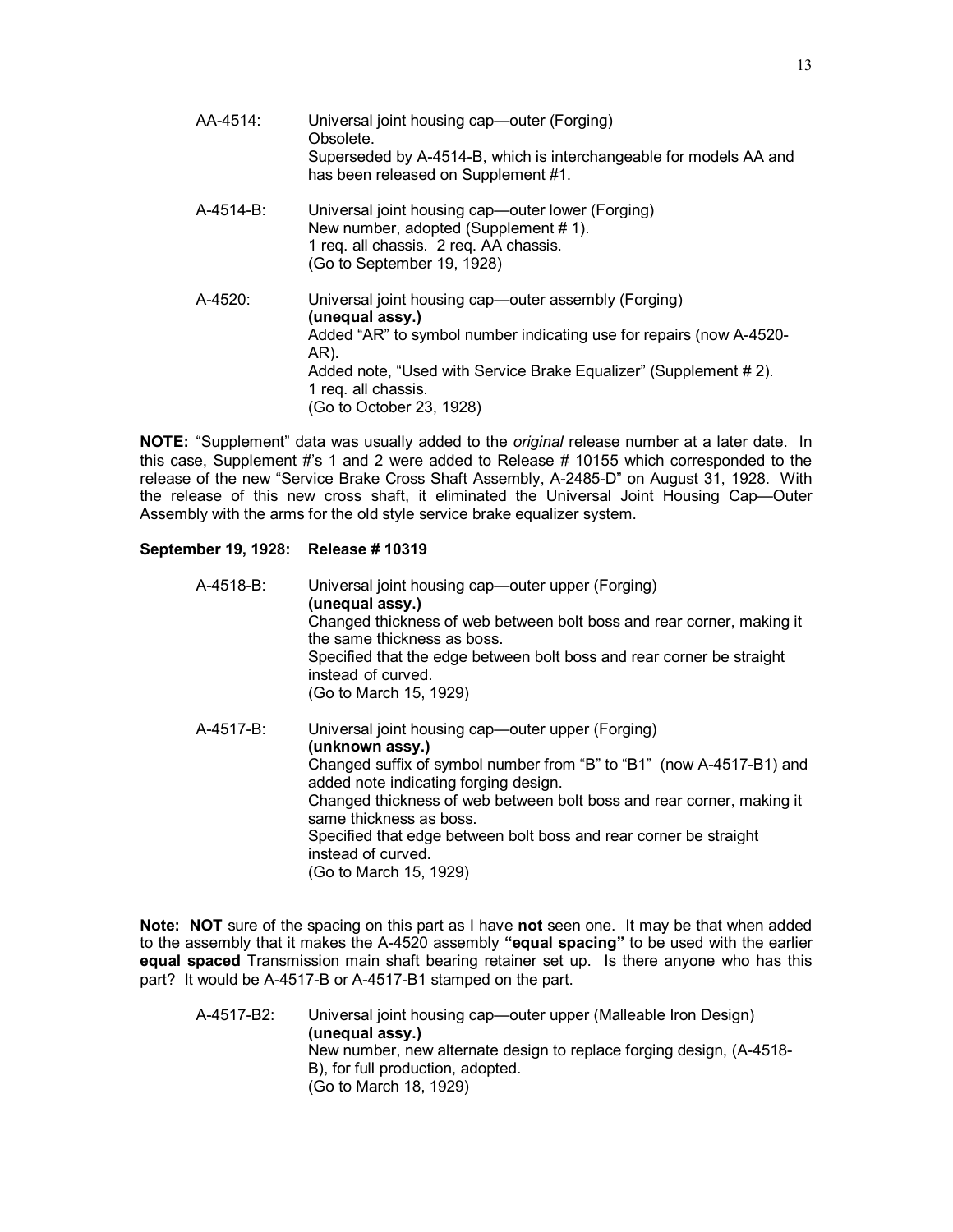AA-4514: Universal joint housing cap—outer (Forging)
Obsolete.
Superseded by A-4514-B, which is interchangeable for models AA and has been released on Supplement #1.

A-4514-B: Universal joint housing cap—outer lower (Forging)
New number, adopted (Supplement # 1).
1 req. all chassis. 2 req. AA chassis.
(Go to September 19, 1928)

A-4520: Universal joint housing cap—outer assembly (Forging)
**(unequal assy.)**
Added "AR" to symbol number indicating use for repairs (now A-4520-AR).
Added note, "Used with Service Brake Equalizer" (Supplement # 2).
1 req. all chassis.
(Go to October 23, 1928)

**NOTE:** "Supplement" data was usually added to the *original* release number at a later date. In this case, Supplement #'s 1 and 2 were added to Release # 10155 which corresponded to the release of the new "Service Brake Cross Shaft Assembly, A-2485-D" on August 31, 1928. With the release of this new cross shaft, it eliminated the Universal Joint Housing Cap—Outer Assembly with the arms for the old style service brake equalizer system.

**September 19, 1928: Release # 10319**

A-4518-B: Universal joint housing cap—outer upper (Forging)
**(unequal assy.)**
Changed thickness of web between bolt boss and rear corner, making it the same thickness as boss.
Specified that the edge between bolt boss and rear corner be straight instead of curved.
(Go to March 15, 1929)

A-4517-B: Universal joint housing cap—outer upper (Forging)
**(unknown assy.)**
Changed suffix of symbol number from "B" to "B1" (now A-4517-B1) and added note indicating forging design.
Changed thickness of web between bolt boss and rear corner, making it same thickness as boss.
Specified that edge between bolt boss and rear corner be straight instead of curved.
(Go to March 15, 1929)

**Note: NOT** sure of the spacing on this part as I have **not** seen one. It may be that when added to the assembly that it makes the A-4520 assembly **"equal spacing"** to be used with the earlier **equal spaced** Transmission main shaft bearing retainer set up. Is there anyone who has this part? It would be A-4517-B or A-4517-B1 stamped on the part.

A-4517-B2: Universal joint housing cap—outer upper (Malleable Iron Design)
**(unequal assy.)**
New number, new alternate design to replace forging design, (A-4518-B), for full production, adopted.
(Go to March 18, 1929)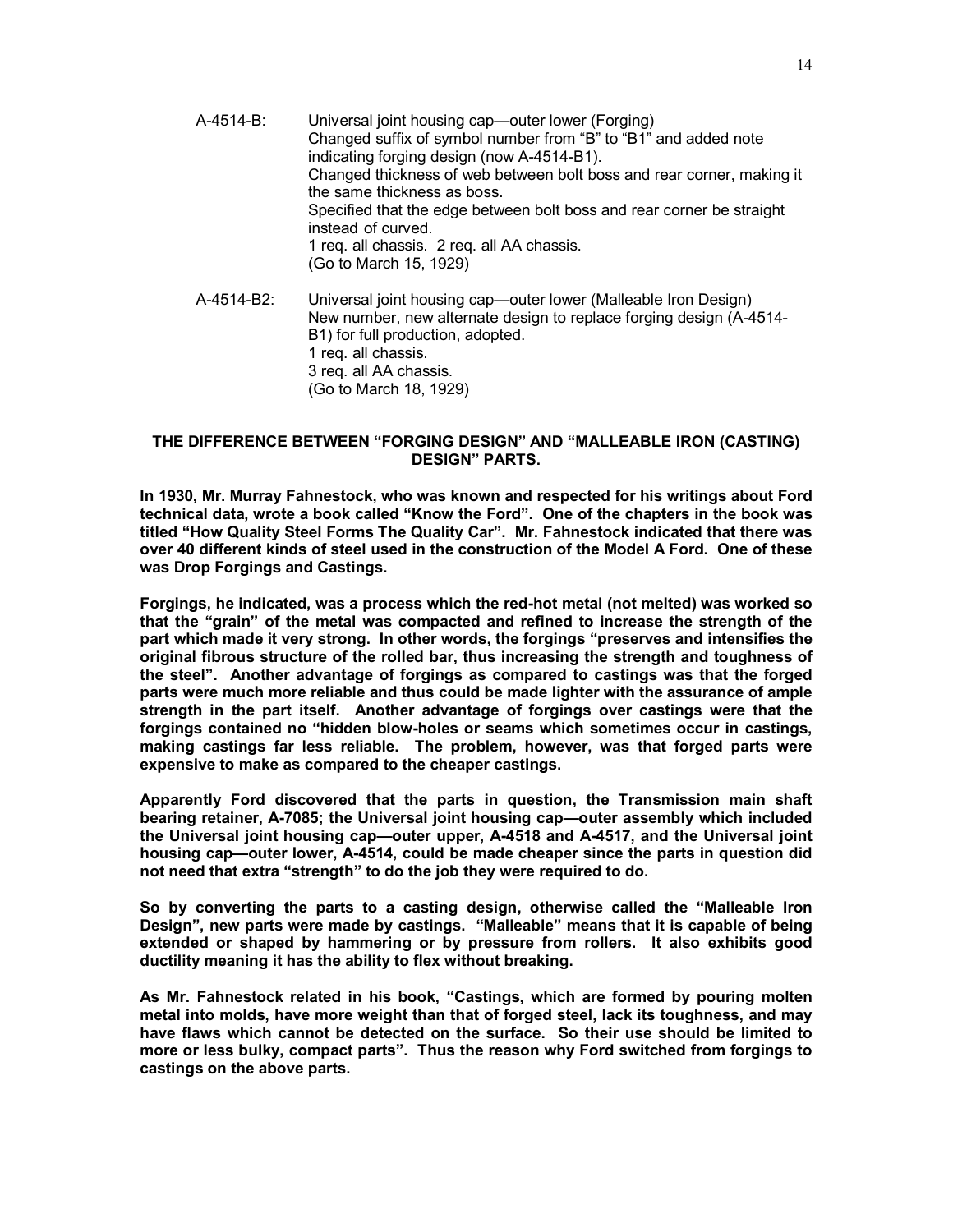A-4514-B: Universal joint housing cap—outer lower (Forging)
Changed suffix of symbol number from "B" to "B1" and added note indicating forging design (now A-4514-B1).
Changed thickness of web between bolt boss and rear corner, making it the same thickness as boss.
Specified that the edge between bolt boss and rear corner be straight instead of curved.
1 req. all chassis. 2 req. all AA chassis.
(Go to March 15, 1929)

A-4514-B2: Universal joint housing cap—outer lower (Malleable Iron Design)
New number, new alternate design to replace forging design (A-4514-B1) for full production, adopted.
1 req. all chassis.
3 req. all AA chassis.
(Go to March 18, 1929)

**THE DIFFERENCE BETWEEN "FORGING DESIGN" AND "MALLEABLE IRON (CASTING) DESIGN" PARTS.**

**In 1930, Mr. Murray Fahnestock, who was known and respected for his writings about Ford technical data, wrote a book called "Know the Ford". One of the chapters in the book was titled "How Quality Steel Forms The Quality Car". Mr. Fahnestock indicated that there was over 40 different kinds of steel used in the construction of the Model A Ford. One of these was Drop Forgings and Castings.**

**Forgings, he indicated, was a process which the red-hot metal (not melted) was worked so that the "grain" of the metal was compacted and refined to increase the strength of the part which made it very strong. In other words, the forgings "preserves and intensifies the original fibrous structure of the rolled bar, thus increasing the strength and toughness of the steel". Another advantage of forgings as compared to castings was that the forged parts were much more reliable and thus could be made lighter with the assurance of ample strength in the part itself. Another advantage of forgings over castings were that the forgings contained no "hidden blow-holes or seams which sometimes occur in castings, making castings far less reliable. The problem, however, was that forged parts were expensive to make as compared to the cheaper castings.**

**Apparently Ford discovered that the parts in question, the Transmission main shaft bearing retainer, A-7085; the Universal joint housing cap—outer assembly which included the Universal joint housing cap—outer upper, A-4518 and A-4517, and the Universal joint housing cap—outer lower, A-4514, could be made cheaper since the parts in question did not need that extra "strength" to do the job they were required to do.**

**So by converting the parts to a casting design, otherwise called the "Malleable Iron Design", new parts were made by castings. "Malleable" means that it is capable of being extended or shaped by hammering or by pressure from rollers. It also exhibits good ductility meaning it has the ability to flex without breaking.**

**As Mr. Fahnestock related in his book, "Castings, which are formed by pouring molten metal into molds, have more weight than that of forged steel, lack its toughness, and may have flaws which cannot be detected on the surface. So their use should be limited to more or less bulky, compact parts". Thus the reason why Ford switched from forgings to castings on the above parts.**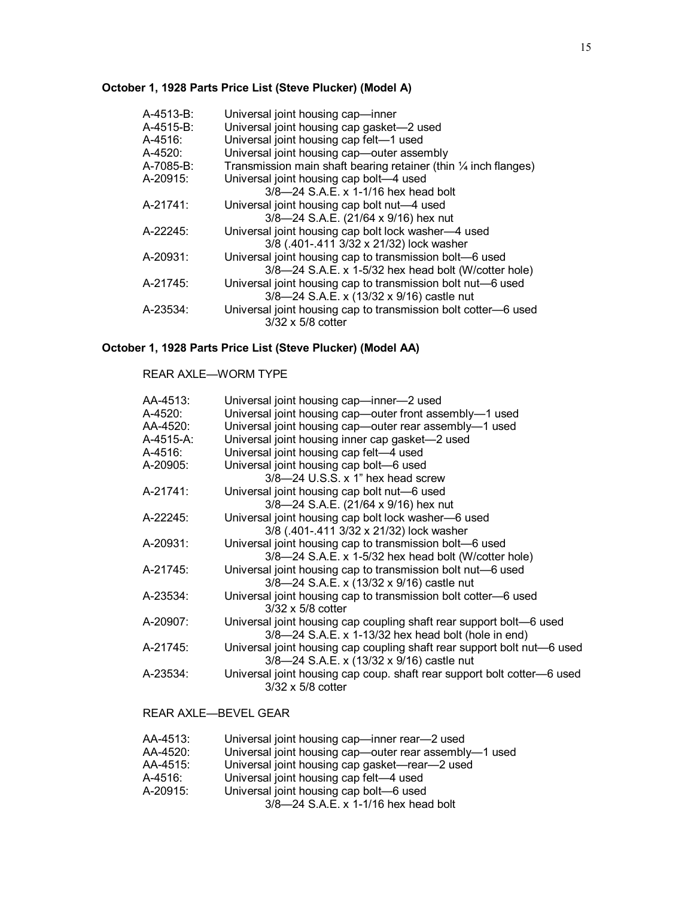**October 1, 1928 Parts Price List (Steve Plucker) (Model A)**

A-4513-B: Universal joint housing cap—inner
A-4515-B: Universal joint housing cap gasket—2 used
A-4516: Universal joint housing cap felt—1 used
A-4520: Universal joint housing cap—outer assembly
A-7085-B: Transmission main shaft bearing retainer (thin ¼ inch flanges)
A-20915: Universal joint housing cap bolt—4 used
    3/8—24 S.A.E. x 1-1/16 hex head bolt
A-21741: Universal joint housing cap bolt nut—4 used
    3/8—24 S.A.E. (21/64 x 9/16) hex nut
A-22245: Universal joint housing cap bolt lock washer—4 used
    3/8 (.401-.411 3/32 x 21/32) lock washer
A-20931: Universal joint housing cap to transmission bolt—6 used
    3/8—24 S.A.E. x 1-5/32 hex head bolt (W/cotter hole)
A-21745: Universal joint housing cap to transmission bolt nut—6 used
    3/8—24 S.A.E. x (13/32 x 9/16) castle nut
A-23534: Universal joint housing cap to transmission bolt cotter—6 used
    3/32 x 5/8 cotter

**October 1, 1928 Parts Price List (Steve Plucker) (Model AA)**

REAR AXLE—WORM TYPE

AA-4513: Universal joint housing cap—inner—2 used
A-4520: Universal joint housing cap—outer front assembly—1 used
AA-4520: Universal joint housing cap—outer rear assembly—1 used
A-4515-A: Universal joint housing inner cap gasket—2 used
A-4516: Universal joint housing cap felt—4 used
A-20905: Universal joint housing cap bolt—6 used
    3/8—24 U.S.S. x 1" hex head screw
A-21741: Universal joint housing cap bolt nut—6 used
    3/8—24 S.A.E. (21/64 x 9/16) hex nut
A-22245: Universal joint housing cap bolt lock washer—6 used
    3/8 (.401-.411 3/32 x 21/32) lock washer
A-20931: Universal joint housing cap to transmission bolt—6 used
    3/8—24 S.A.E. x 1-5/32 hex head bolt (W/cotter hole)
A-21745: Universal joint housing cap to transmission bolt nut—6 used
    3/8—24 S.A.E. x (13/32 x 9/16) castle nut
A-23534: Universal joint housing cap to transmission bolt cotter—6 used
    3/32 x 5/8 cotter
A-20907: Universal joint housing cap coupling shaft rear support bolt—6 used
    3/8—24 S.A.E. x 1-13/32 hex head bolt (hole in end)
A-21745: Universal joint housing cap coupling shaft rear support bolt nut—6 used
    3/8—24 S.A.E. x (13/32 x 9/16) castle nut
A-23534: Universal joint housing cap coup. shaft rear support bolt cotter—6 used
    3/32 x 5/8 cotter

REAR AXLE—BEVEL GEAR

AA-4513: Universal joint housing cap—inner rear—2 used
AA-4520: Universal joint housing cap—outer rear assembly—1 used
AA-4515: Universal joint housing cap gasket—rear—2 used
A-4516: Universal joint housing cap felt—4 used
A-20915: Universal joint housing cap bolt—6 used
    3/8—24 S.A.E. x 1-1/16 hex head bolt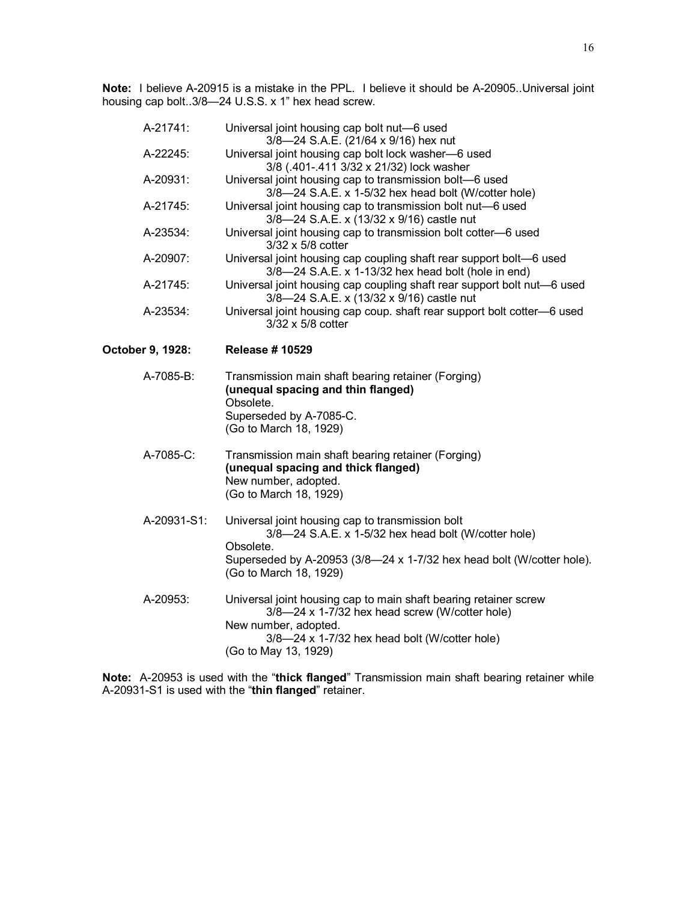**Note:** I believe A-20915 is a mistake in the PPL. I believe it should be A-20905..Universal joint housing cap bolt..3/8—24 U.S.S. x 1" hex head screw.

A-21741: Universal joint housing cap bolt nut—6 used
  3/8—24 S.A.E. (21/64 x 9/16) hex nut

A-22245: Universal joint housing cap bolt lock washer—6 used
  3/8 (.401-.411 3/32 x 21/32) lock washer

A-20931: Universal joint housing cap to transmission bolt—6 used
  3/8—24 S.A.E. x 1-5/32 hex head bolt (W/cotter hole)

A-21745: Universal joint housing cap to transmission bolt nut—6 used
  3/8—24 S.A.E. x (13/32 x 9/16) castle nut

A-23534: Universal joint housing cap to transmission bolt cotter—6 used
  3/32 x 5/8 cotter

A-20907: Universal joint housing cap coupling shaft rear support bolt—6 used
  3/8—24 S.A.E. x 1-13/32 hex head bolt (hole in end)

A-21745: Universal joint housing cap coupling shaft rear support bolt nut—6 used
  3/8—24 S.A.E. x (13/32 x 9/16) castle nut

A-23534: Universal joint housing cap coup. shaft rear support bolt cotter—6 used
  3/32 x 5/8 cotter

**October 9, 1928: Release # 10529**

A-7085-B: Transmission main shaft bearing retainer (Forging)
**(unequal spacing and thin flanged)**
Obsolete.
Superseded by A-7085-C.
(Go to March 18, 1929)

A-7085-C: Transmission main shaft bearing retainer (Forging)
**(unequal spacing and thick flanged)**
New number, adopted.
(Go to March 18, 1929)

A-20931-S1: Universal joint housing cap to transmission bolt
  3/8—24 S.A.E. x 1-5/32 hex head bolt (W/cotter hole)
Obsolete.
Superseded by A-20953 (3/8—24 x 1-7/32 hex head bolt (W/cotter hole).
(Go to March 18, 1929)

A-20953: Universal joint housing cap to main shaft bearing retainer screw
  3/8—24 x 1-7/32 hex head screw (W/cotter hole)
New number, adopted.
  3/8—24 x 1-7/32 hex head bolt (W/cotter hole)
(Go to May 13, 1929)

**Note:** A-20953 is used with the "**thick flanged**" Transmission main shaft bearing retainer while A-20931-S1 is used with the "**thin flanged**" retainer.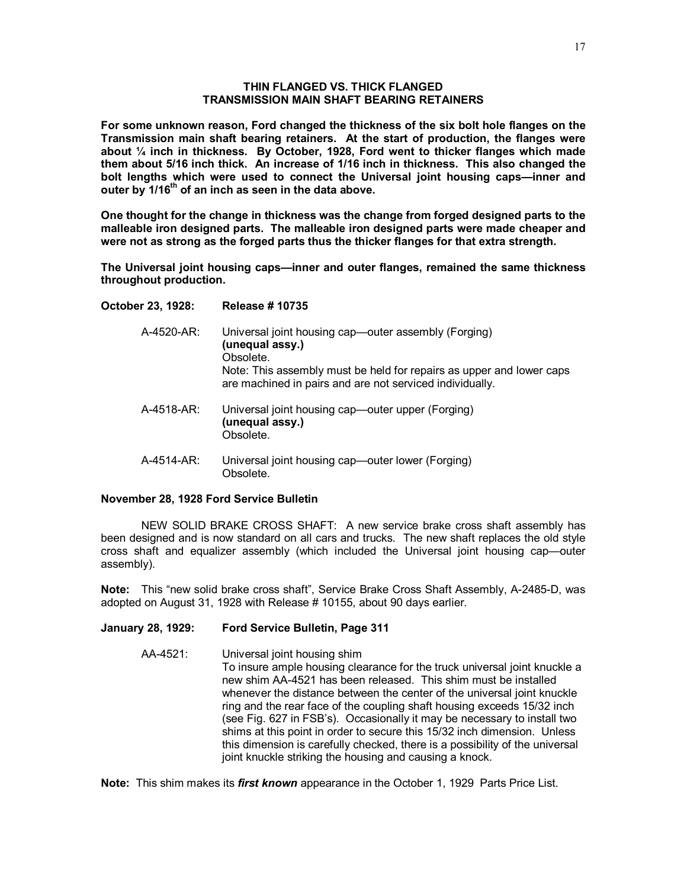## THIN FLANGED VS. THICK FLANGED TRANSMISSION MAIN SHAFT BEARING RETAINERS

**For some unknown reason, Ford changed the thickness of the six bolt hole flanges on the Transmission main shaft bearing retainers. At the start of production, the flanges were about ¼ inch in thickness. By October, 1928, Ford went to thicker flanges which made them about 5/16 inch thick. An increase of 1/16 inch in thickness. This also changed the bolt lengths which were used to connect the Universal joint housing caps—inner and outer by 1/16th of an inch as seen in the data above.**

**One thought for the change in thickness was the change from forged designed parts to the malleable iron designed parts. The malleable iron designed parts were made cheaper and were not as strong as the forged parts thus the thicker flanges for that extra strength.**

**The Universal joint housing caps—inner and outer flanges, remained the same thickness throughout production.**

**October 23, 1928: Release # 10735**

A-4520-AR: Universal joint housing cap—outer assembly (Forging)
**(unequal assy.)**
Obsolete.
Note: This assembly must be held for repairs as upper and lower caps are machined in pairs and are not serviced individually.

A-4518-AR: Universal joint housing cap—outer upper (Forging)
**(unequal assy.)**
Obsolete.

A-4514-AR: Universal joint housing cap—outer lower (Forging)
Obsolete.

**November 28, 1928 Ford Service Bulletin**

NEW SOLID BRAKE CROSS SHAFT: A new service brake cross shaft assembly has been designed and is now standard on all cars and trucks. The new shaft replaces the old style cross shaft and equalizer assembly (which included the Universal joint housing cap—outer assembly).

**Note:** This "new solid brake cross shaft", Service Brake Cross Shaft Assembly, A-2485-D, was adopted on August 31, 1928 with Release # 10155, about 90 days earlier.

**January 28, 1929: Ford Service Bulletin, Page 311**

AA-4521: Universal joint housing shim
To insure ample housing clearance for the truck universal joint knuckle a new shim AA-4521 has been released. This shim must be installed whenever the distance between the center of the universal joint knuckle ring and the rear face of the coupling shaft housing exceeds 15/32 inch (see Fig. 627 in FSB's). Occasionally it may be necessary to install two shims at this point in order to secure this 15/32 inch dimension. Unless this dimension is carefully checked, there is a possibility of the universal joint knuckle striking the housing and causing a knock.

**Note:** This shim makes its ***first known*** appearance in the October 1, 1929 Parts Price List.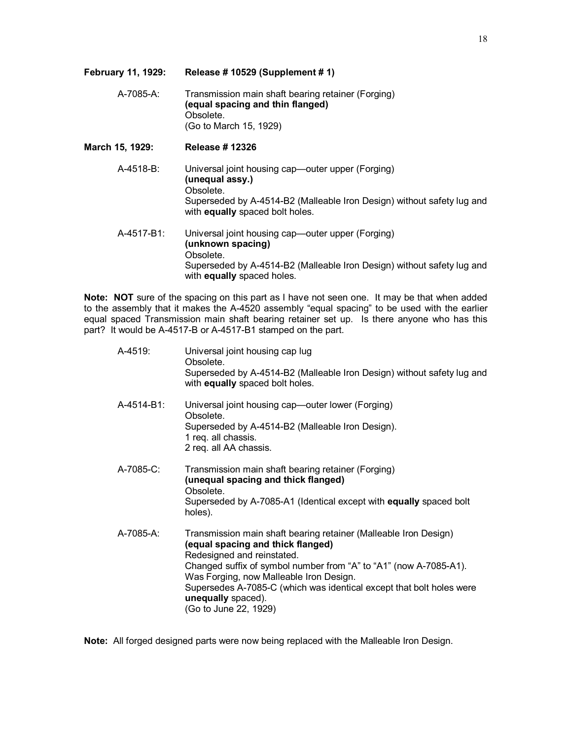**February 11, 1929: Release # 10529 (Supplement # 1)**

A-7085-A: Transmission main shaft bearing retainer (Forging)
**(equal spacing and thin flanged)**
Obsolete.
(Go to March 15, 1929)

**March 15, 1929: Release # 12326**

A-4518-B: Universal joint housing cap—outer upper (Forging)
**(unequal assy.)**
Obsolete.
Superseded by A-4514-B2 (Malleable Iron Design) without safety lug and with **equally** spaced bolt holes.

A-4517-B1: Universal joint housing cap—outer upper (Forging)
**(unknown spacing)**
Obsolete.
Superseded by A-4514-B2 (Malleable Iron Design) without safety lug and with **equally** spaced holes.

**Note: NOT** sure of the spacing on this part as I have not seen one. It may be that when added to the assembly that it makes the A-4520 assembly "equal spacing" to be used with the earlier equal spaced Transmission main shaft bearing retainer set up. Is there anyone who has this part? It would be A-4517-B or A-4517-B1 stamped on the part.

A-4519: Universal joint housing cap lug
Obsolete.
Superseded by A-4514-B2 (Malleable Iron Design) without safety lug and with **equally** spaced bolt holes.

A-4514-B1: Universal joint housing cap—outer lower (Forging)
Obsolete.
Superseded by A-4514-B2 (Malleable Iron Design).
1 req. all chassis.
2 req. all AA chassis.

A-7085-C: Transmission main shaft bearing retainer (Forging)
**(unequal spacing and thick flanged)**
Obsolete.
Superseded by A-7085-A1 (Identical except with **equally** spaced bolt holes).

A-7085-A: Transmission main shaft bearing retainer (Malleable Iron Design)
**(equal spacing and thick flanged)**
Redesigned and reinstated.
Changed suffix of symbol number from "A" to "A1" (now A-7085-A1).
Was Forging, now Malleable Iron Design.
Supersedes A-7085-C (which was identical except that bolt holes were **unequally** spaced).
(Go to June 22, 1929)

**Note:** All forged designed parts were now being replaced with the Malleable Iron Design.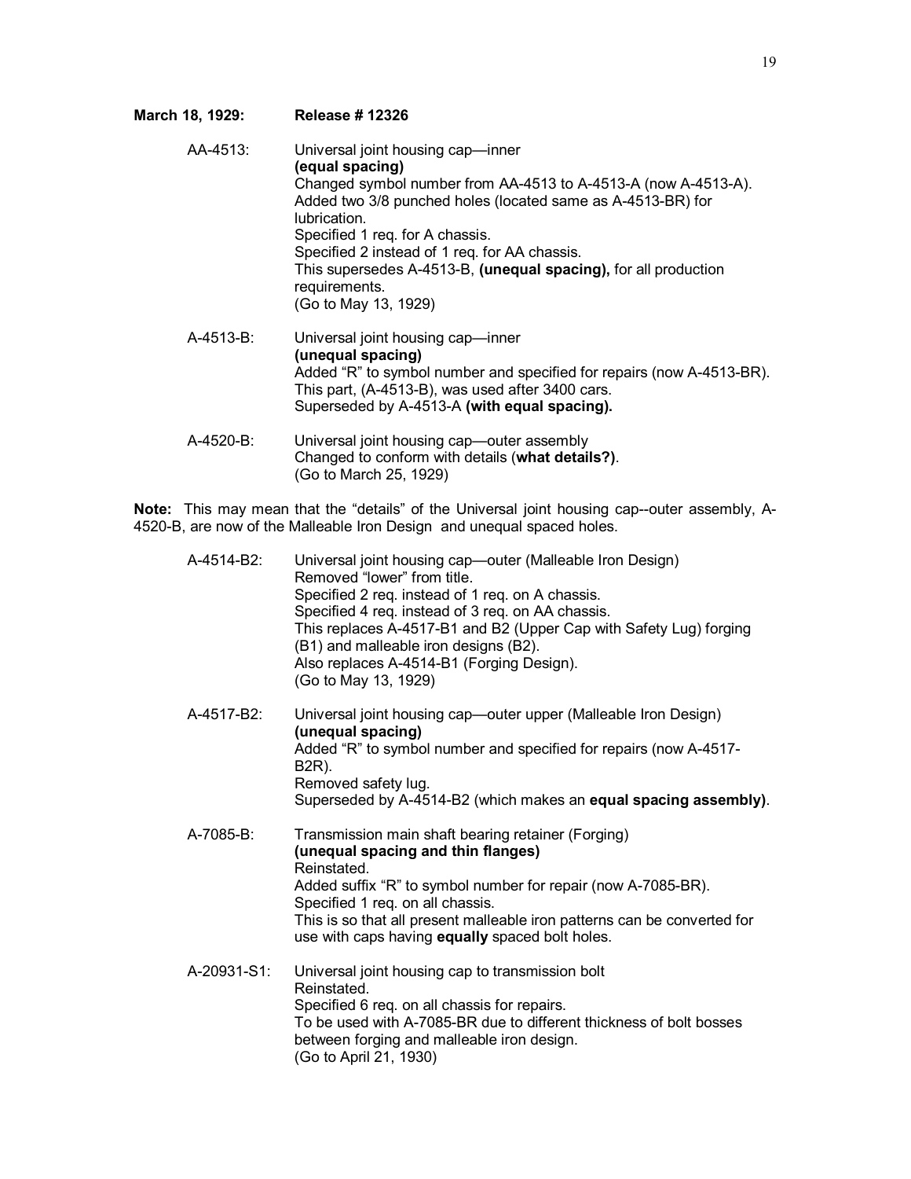**March 18, 1929: Release # 12326**

AA-4513: Universal joint housing cap—inner
**(equal spacing)**
Changed symbol number from AA-4513 to A-4513-A (now A-4513-A).
Added two 3/8 punched holes (located same as A-4513-BR) for lubrication.
Specified 1 req. for A chassis.
Specified 2 instead of 1 req. for AA chassis.
This supersedes A-4513-B, **(unequal spacing),** for all production requirements.
(Go to May 13, 1929)

A-4513-B: Universal joint housing cap—inner
**(unequal spacing)**
Added "R" to symbol number and specified for repairs (now A-4513-BR).
This part, (A-4513-B), was used after 3400 cars.
Superseded by A-4513-A **(with equal spacing).**

A-4520-B: Universal joint housing cap—outer assembly
Changed to conform with details (**what details?)**.
(Go to March 25, 1929)

**Note:** This may mean that the "details" of the Universal joint housing cap--outer assembly, A-4520-B, are now of the Malleable Iron Design and unequal spaced holes.

A-4514-B2: Universal joint housing cap—outer (Malleable Iron Design)
Removed "lower" from title.
Specified 2 req. instead of 1 req. on A chassis.
Specified 4 req. instead of 3 req. on AA chassis.
This replaces A-4517-B1 and B2 (Upper Cap with Safety Lug) forging (B1) and malleable iron designs (B2).
Also replaces A-4514-B1 (Forging Design).
(Go to May 13, 1929)

A-4517-B2: Universal joint housing cap—outer upper (Malleable Iron Design)
**(unequal spacing)**
Added "R" to symbol number and specified for repairs (now A-4517-B2R).
Removed safety lug.
Superseded by A-4514-B2 (which makes an **equal spacing assembly)**.

A-7085-B: Transmission main shaft bearing retainer (Forging)
**(unequal spacing and thin flanges)**
Reinstated.
Added suffix "R" to symbol number for repair (now A-7085-BR).
Specified 1 req. on all chassis.
This is so that all present malleable iron patterns can be converted for use with caps having **equally** spaced bolt holes.

A-20931-S1: Universal joint housing cap to transmission bolt
Reinstated.
Specified 6 req. on all chassis for repairs.
To be used with A-7085-BR due to different thickness of bolt bosses between forging and malleable iron design.
(Go to April 21, 1930)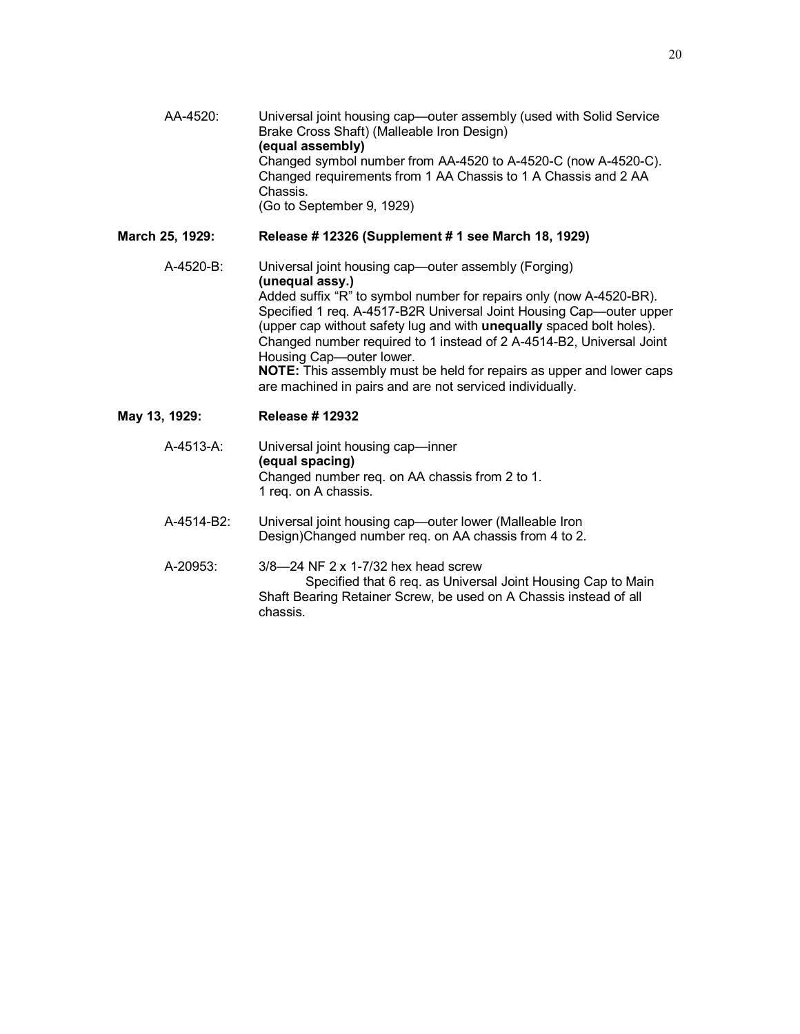AA-4520: Universal joint housing cap—outer assembly (used with Solid Service Brake Cross Shaft) (Malleable Iron Design)
**(equal assembly)**
Changed symbol number from AA-4520 to A-4520-C (now A-4520-C).
Changed requirements from 1 AA Chassis to 1 A Chassis and 2 AA Chassis.
(Go to September 9, 1929)

**March 25, 1929: Release # 12326 (Supplement # 1 see March 18, 1929)**

A-4520-B: Universal joint housing cap—outer assembly (Forging)
**(unequal assy.)**
Added suffix "R" to symbol number for repairs only (now A-4520-BR).
Specified 1 req. A-4517-B2R Universal Joint Housing Cap—outer upper (upper cap without safety lug and with **unequally** spaced bolt holes).
Changed number required to 1 instead of 2 A-4514-B2, Universal Joint Housing Cap—outer lower.
**NOTE:** This assembly must be held for repairs as upper and lower caps are machined in pairs and are not serviced individually.

**May 13, 1929: Release # 12932**

A-4513-A: Universal joint housing cap—inner
**(equal spacing)**
Changed number req. on AA chassis from 2 to 1.
1 req. on A chassis.

A-4514-B2: Universal joint housing cap—outer lower (Malleable Iron Design)Changed number req. on AA chassis from 4 to 2.

A-20953: 3/8—24 NF 2 x 1-7/32 hex head screw
Specified that 6 req. as Universal Joint Housing Cap to Main Shaft Bearing Retainer Screw, be used on A Chassis instead of all chassis.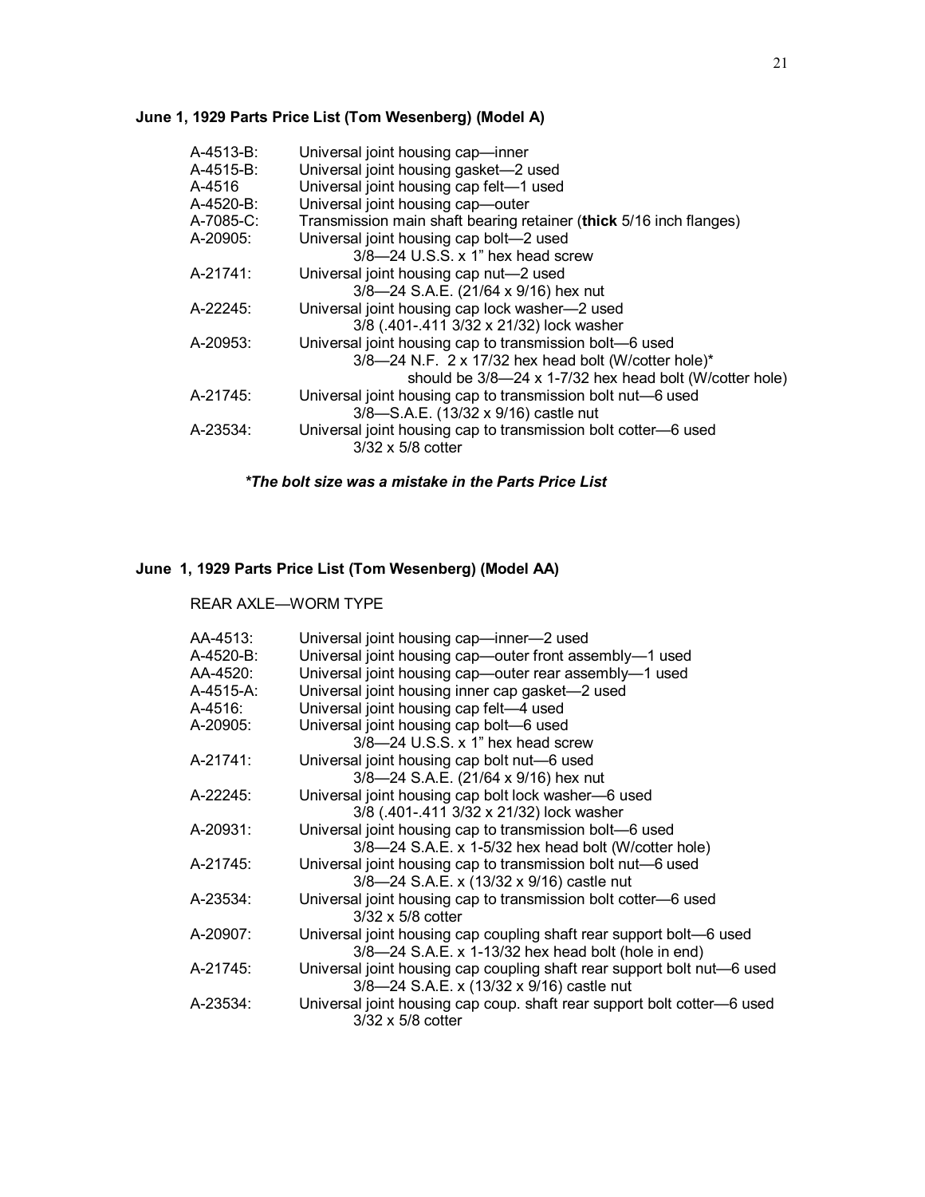**June 1, 1929 Parts Price List (Tom Wesenberg) (Model A)**

| | |
|---|---|
| A-4513-B: | Universal joint housing cap—inner |
| A-4515-B: | Universal joint housing gasket—2 used |
| A-4516 | Universal joint housing cap felt—1 used |
| A-4520-B: | Universal joint housing cap—outer |
| A-7085-C: | Transmission main shaft bearing retainer (**thick** 5/16 inch flanges) |
| A-20905: | Universal joint housing cap bolt—2 used<br>3/8—24 U.S.S. x 1" hex head screw |
| A-21741: | Universal joint housing cap nut—2 used<br>3/8—24 S.A.E. (21/64 x 9/16) hex nut |
| A-22245: | Universal joint housing cap lock washer—2 used<br>3/8 (.401-.411 3/32 x 21/32) lock washer |
| A-20953: | Universal joint housing cap to transmission bolt—6 used<br>3/8—24 N.F. 2 x 17/32 hex head bolt (W/cotter hole)*<br>should be 3/8—24 x 1-7/32 hex head bolt (W/cotter hole) |
| A-21745: | Universal joint housing cap to transmission bolt nut—6 used<br>3/8—S.A.E. (13/32 x 9/16) castle nut |
| A-23534: | Universal joint housing cap to transmission bolt cotter—6 used<br>3/32 x 5/8 cotter |

***The bolt size was a mistake in the Parts Price List***

**June 1, 1929 Parts Price List (Tom Wesenberg) (Model AA)**

REAR AXLE—WORM TYPE

| | |
|---|---|
| AA-4513: | Universal joint housing cap—inner—2 used |
| A-4520-B: | Universal joint housing cap—outer front assembly—1 used |
| AA-4520: | Universal joint housing cap—outer rear assembly—1 used |
| A-4515-A: | Universal joint housing inner cap gasket—2 used |
| A-4516: | Universal joint housing cap felt—4 used |
| A-20905: | Universal joint housing cap bolt—6 used<br>3/8—24 U.S.S. x 1" hex head screw |
| A-21741: | Universal joint housing cap bolt nut—6 used<br>3/8—24 S.A.E. (21/64 x 9/16) hex nut |
| A-22245: | Universal joint housing cap bolt lock washer—6 used<br>3/8 (.401-.411 3/32 x 21/32) lock washer |
| A-20931: | Universal joint housing cap to transmission bolt—6 used<br>3/8—24 S.A.E. x 1-5/32 hex head bolt (W/cotter hole) |
| A-21745: | Universal joint housing cap to transmission bolt nut—6 used<br>3/8—24 S.A.E. x (13/32 x 9/16) castle nut |
| A-23534: | Universal joint housing cap to transmission bolt cotter—6 used<br>3/32 x 5/8 cotter |
| A-20907: | Universal joint housing cap coupling shaft rear support bolt—6 used<br>3/8—24 S.A.E. x 1-13/32 hex head bolt (hole in end) |
| A-21745: | Universal joint housing cap coupling shaft rear support bolt nut—6 used<br>3/8—24 S.A.E. x (13/32 x 9/16) castle nut |
| A-23534: | Universal joint housing cap coup. shaft rear support bolt cotter—6 used<br>3/32 x 5/8 cotter |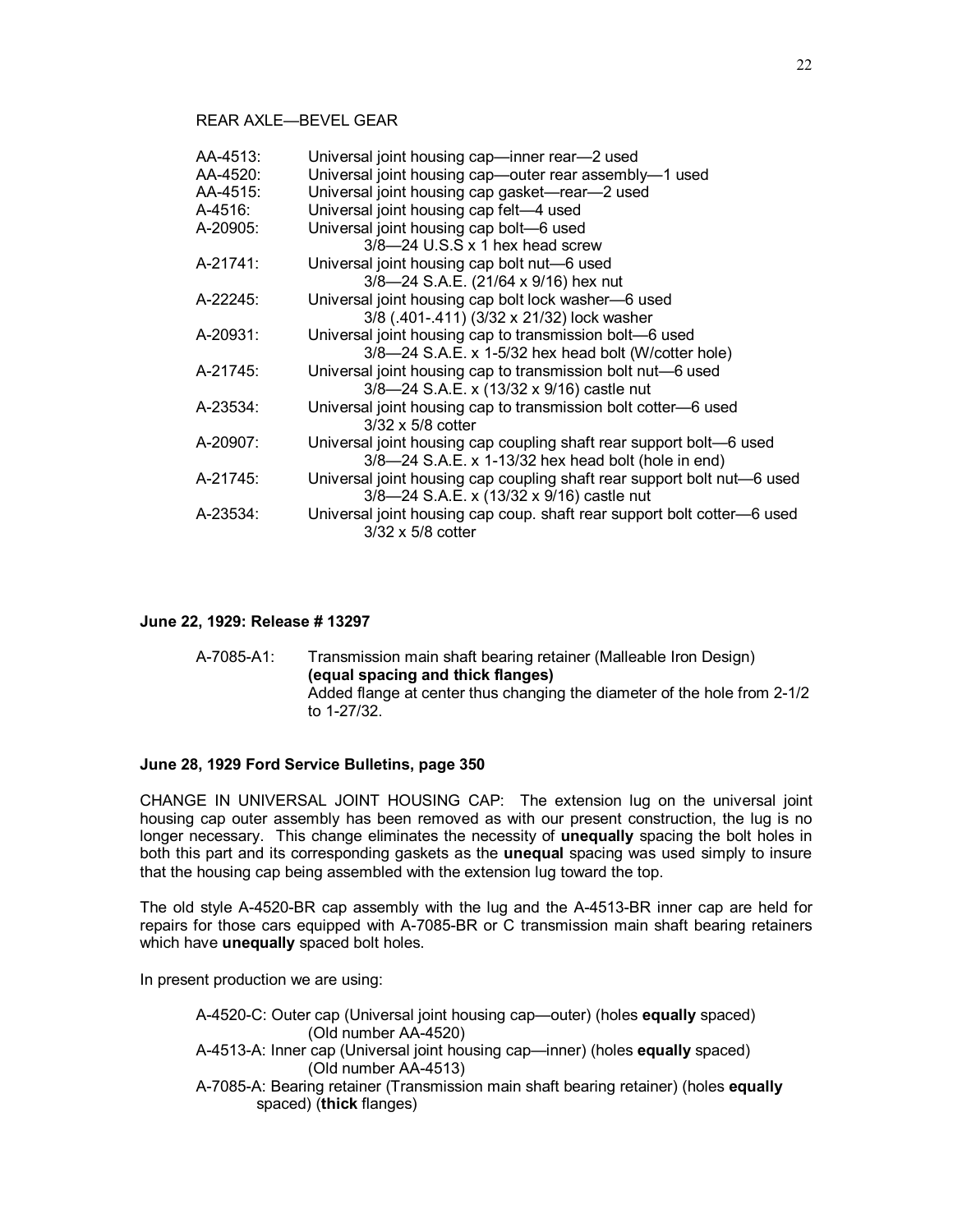REAR AXLE—BEVEL GEAR

| | |
|---|---|
| AA-4513: | Universal joint housing cap—inner rear—2 used |
| AA-4520: | Universal joint housing cap—outer rear assembly—1 used |
| AA-4515: | Universal joint housing cap gasket—rear—2 used |
| A-4516: | Universal joint housing cap felt—4 used |
| A-20905: | Universal joint housing cap bolt—6 used<br>3/8—24 U.S.S x 1 hex head screw |
| A-21741: | Universal joint housing cap bolt nut—6 used<br>3/8—24 S.A.E. (21/64 x 9/16) hex nut |
| A-22245: | Universal joint housing cap bolt lock washer—6 used<br>3/8 (.401-.411) (3/32 x 21/32) lock washer |
| A-20931: | Universal joint housing cap to transmission bolt—6 used<br>3/8—24 S.A.E. x 1-5/32 hex head bolt (W/cotter hole) |
| A-21745: | Universal joint housing cap to transmission bolt nut—6 used<br>3/8—24 S.A.E. x (13/32 x 9/16) castle nut |
| A-23534: | Universal joint housing cap to transmission bolt cotter—6 used<br>3/32 x 5/8 cotter |
| A-20907: | Universal joint housing cap coupling shaft rear support bolt—6 used<br>3/8—24 S.A.E. x 1-13/32 hex head bolt (hole in end) |
| A-21745: | Universal joint housing cap coupling shaft rear support bolt nut—6 used<br>3/8—24 S.A.E. x (13/32 x 9/16) castle nut |
| A-23534: | Universal joint housing cap coup. shaft rear support bolt cotter—6 used<br>3/32 x 5/8 cotter |

**June 22, 1929: Release # 13297**

A-7085-A1: Transmission main shaft bearing retainer (Malleable Iron Design) **(equal spacing and thick flanges)**
Added flange at center thus changing the diameter of the hole from 2-1/2 to 1-27/32.

**June 28, 1929 Ford Service Bulletins, page 350**

CHANGE IN UNIVERSAL JOINT HOUSING CAP: The extension lug on the universal joint housing cap outer assembly has been removed as with our present construction, the lug is no longer necessary. This change eliminates the necessity of **unequally** spacing the bolt holes in both this part and its corresponding gaskets as the **unequal** spacing was used simply to insure that the housing cap being assembled with the extension lug toward the top.

The old style A-4520-BR cap assembly with the lug and the A-4513-BR inner cap are held for repairs for those cars equipped with A-7085-BR or C transmission main shaft bearing retainers which have **unequally** spaced bolt holes.

In present production we are using:

- A-4520-C: Outer cap (Universal joint housing cap—outer) (holes **equally** spaced) (Old number AA-4520)
- A-4513-A: Inner cap (Universal joint housing cap—inner) (holes **equally** spaced) (Old number AA-4513)
- A-7085-A: Bearing retainer (Transmission main shaft bearing retainer) (holes **equally** spaced) (**thick** flanges)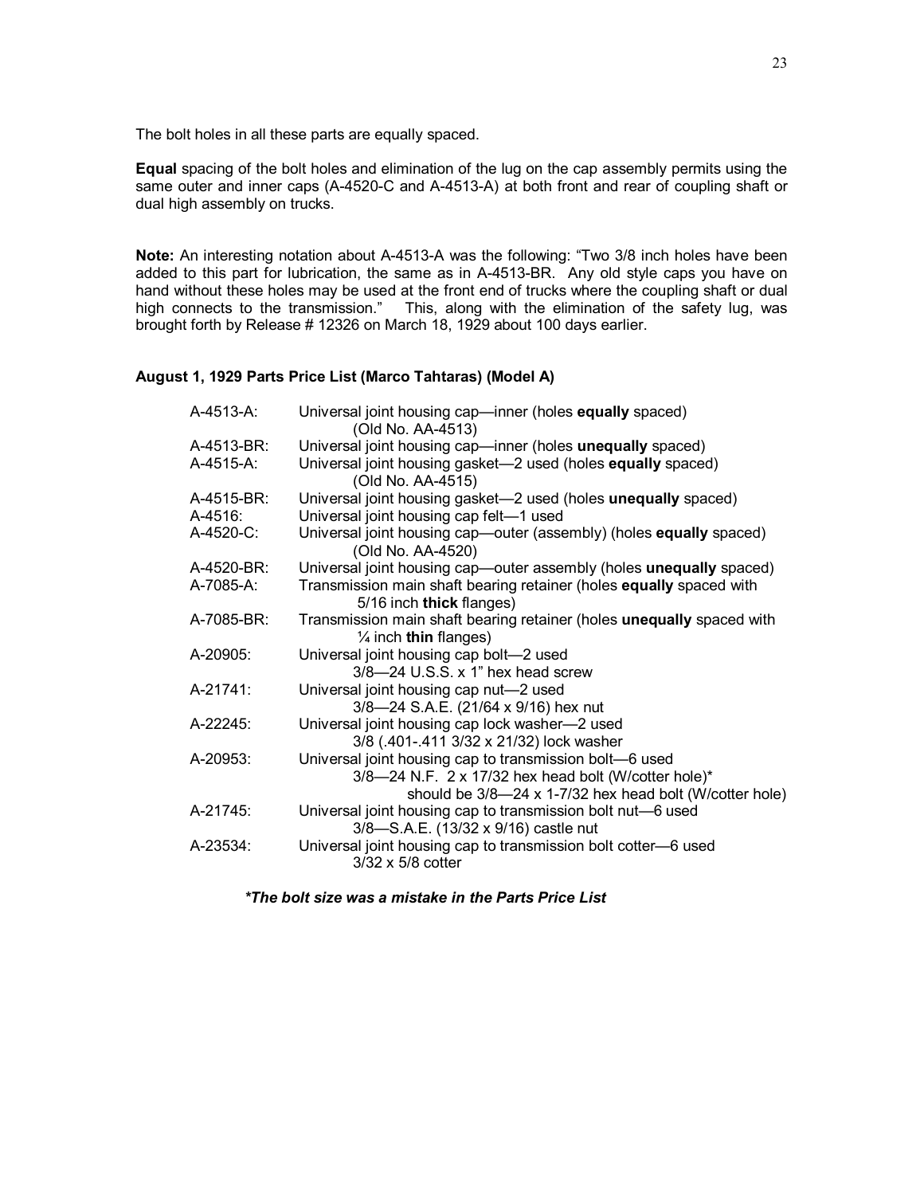The bolt holes in all these parts are equally spaced.

**Equal** spacing of the bolt holes and elimination of the lug on the cap assembly permits using the same outer and inner caps (A-4520-C and A-4513-A) at both front and rear of coupling shaft or dual high assembly on trucks.

**Note:** An interesting notation about A-4513-A was the following: "Two 3/8 inch holes have been added to this part for lubrication, the same as in A-4513-BR. Any old style caps you have on hand without these holes may be used at the front end of trucks where the coupling shaft or dual high connects to the transmission." This, along with the elimination of the safety lug, was brought forth by Release # 12326 on March 18, 1929 about 100 days earlier.

### August 1, 1929 Parts Price List (Marco Tahtaras) (Model A)

| | |
|---|---|
| A-4513-A: | Universal joint housing cap—inner (holes **equally** spaced) (Old No. AA-4513) |
| A-4513-BR: | Universal joint housing cap—inner (holes **unequally** spaced) |
| A-4515-A: | Universal joint housing gasket—2 used (holes **equally** spaced) (Old No. AA-4515) |
| A-4515-BR: | Universal joint housing gasket—2 used (holes **unequally** spaced) |
| A-4516: | Universal joint housing cap felt—1 used |
| A-4520-C: | Universal joint housing cap—outer (assembly) (holes **equally** spaced) (Old No. AA-4520) |
| A-4520-BR: | Universal joint housing cap—outer assembly (holes **unequally** spaced) |
| A-7085-A: | Transmission main shaft bearing retainer (holes **equally** spaced with 5/16 inch **thick** flanges) |
| A-7085-BR: | Transmission main shaft bearing retainer (holes **unequally** spaced with ¼ inch **thin** flanges) |
| A-20905: | Universal joint housing cap bolt—2 used 3/8—24 U.S.S. x 1" hex head screw |
| A-21741: | Universal joint housing cap nut—2 used 3/8—24 S.A.E. (21/64 x 9/16) hex nut |
| A-22245: | Universal joint housing cap lock washer—2 used 3/8 (.401-.411 3/32 x 21/32) lock washer |
| A-20953: | Universal joint housing cap to transmission bolt—6 used 3/8—24 N.F. 2 x 17/32 hex head bolt (W/cotter hole)* should be 3/8—24 x 1-7/32 hex head bolt (W/cotter hole) |
| A-21745: | Universal joint housing cap to transmission bolt nut—6 used 3/8—S.A.E. (13/32 x 9/16) castle nut |
| A-23534: | Universal joint housing cap to transmission bolt cotter—6 used 3/32 x 5/8 cotter |

***The bolt size was a mistake in the Parts Price List***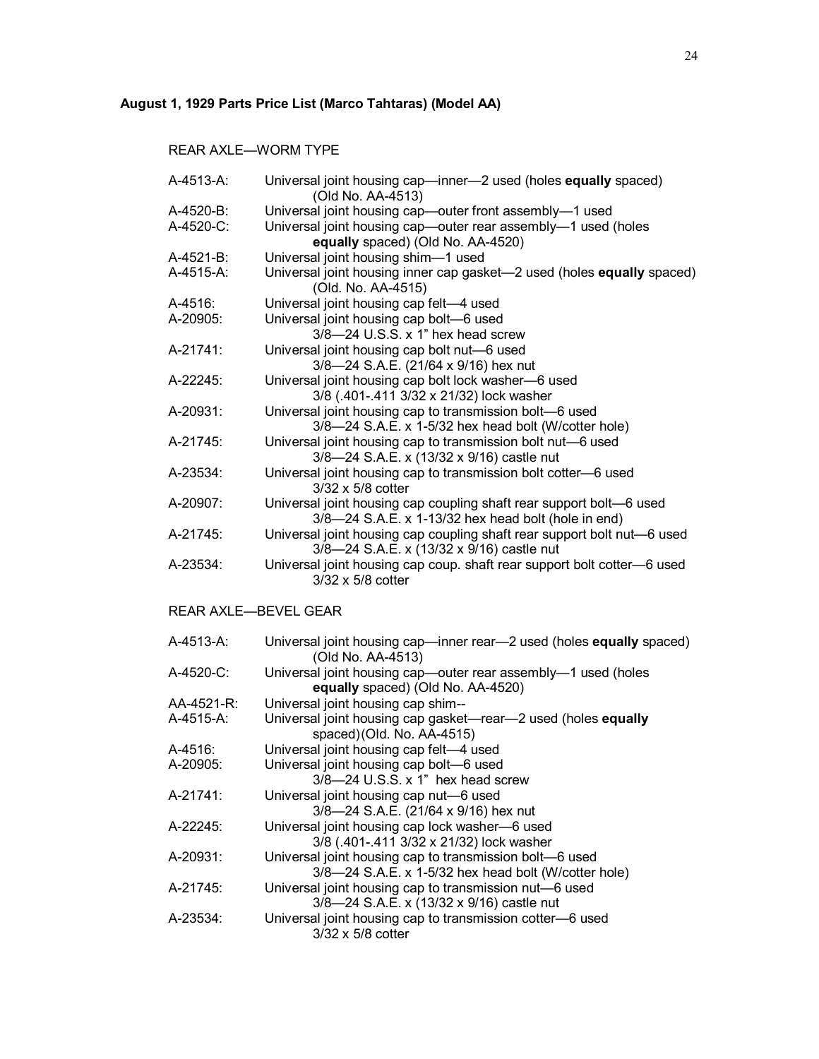**August 1, 1929 Parts Price List (Marco Tahtaras) (Model AA)**

REAR AXLE—WORM TYPE

| | |
|---|---|
| A-4513-A: | Universal joint housing cap—inner—2 used (holes **equally** spaced) (Old No. AA-4513) |
| A-4520-B: | Universal joint housing cap—outer front assembly—1 used |
| A-4520-C: | Universal joint housing cap—outer rear assembly—1 used (holes **equally** spaced) (Old No. AA-4520) |
| A-4521-B: | Universal joint housing shim—1 used |
| A-4515-A: | Universal joint housing inner cap gasket—2 used (holes **equally** spaced) (Old. No. AA-4515) |
| A-4516: | Universal joint housing cap felt—4 used |
| A-20905: | Universal joint housing cap bolt—6 used<br>3/8—24 U.S.S. x 1" hex head screw |
| A-21741: | Universal joint housing cap bolt nut—6 used<br>3/8—24 S.A.E. (21/64 x 9/16) hex nut |
| A-22245: | Universal joint housing cap bolt lock washer—6 used<br>3/8 (.401-.411 3/32 x 21/32) lock washer |
| A-20931: | Universal joint housing cap to transmission bolt—6 used<br>3/8—24 S.A.E. x 1-5/32 hex head bolt (W/cotter hole) |
| A-21745: | Universal joint housing cap to transmission bolt nut—6 used<br>3/8—24 S.A.E. x (13/32 x 9/16) castle nut |
| A-23534: | Universal joint housing cap to transmission bolt cotter—6 used<br>3/32 x 5/8 cotter |
| A-20907: | Universal joint housing cap coupling shaft rear support bolt—6 used<br>3/8—24 S.A.E. x 1-13/32 hex head bolt (hole in end) |
| A-21745: | Universal joint housing cap coupling shaft rear support bolt nut—6 used<br>3/8—24 S.A.E. x (13/32 x 9/16) castle nut |
| A-23534: | Universal joint housing cap coup. shaft rear support bolt cotter—6 used<br>3/32 x 5/8 cotter |

REAR AXLE—BEVEL GEAR

| | |
|---|---|
| A-4513-A: | Universal joint housing cap—inner rear—2 used (holes **equally** spaced) (Old No. AA-4513) |
| A-4520-C: | Universal joint housing cap—outer rear assembly—1 used (holes **equally** spaced) (Old No. AA-4520) |
| AA-4521-R: | Universal joint housing cap shim-- |
| A-4515-A: | Universal joint housing cap gasket—rear—2 used (holes **equally** spaced)(Old. No. AA-4515) |
| A-4516: | Universal joint housing cap felt—4 used |
| A-20905: | Universal joint housing cap bolt—6 used<br>3/8—24 U.S.S. x 1" hex head screw |
| A-21741: | Universal joint housing cap nut—6 used<br>3/8—24 S.A.E. (21/64 x 9/16) hex nut |
| A-22245: | Universal joint housing cap lock washer—6 used<br>3/8 (.401-.411 3/32 x 21/32) lock washer |
| A-20931: | Universal joint housing cap to transmission bolt—6 used<br>3/8—24 S.A.E. x 1-5/32 hex head bolt (W/cotter hole) |
| A-21745: | Universal joint housing cap to transmission nut—6 used<br>3/8—24 S.A.E. x (13/32 x 9/16) castle nut |
| A-23534: | Universal joint housing cap to transmission cotter—6 used<br>3/32 x 5/8 cotter |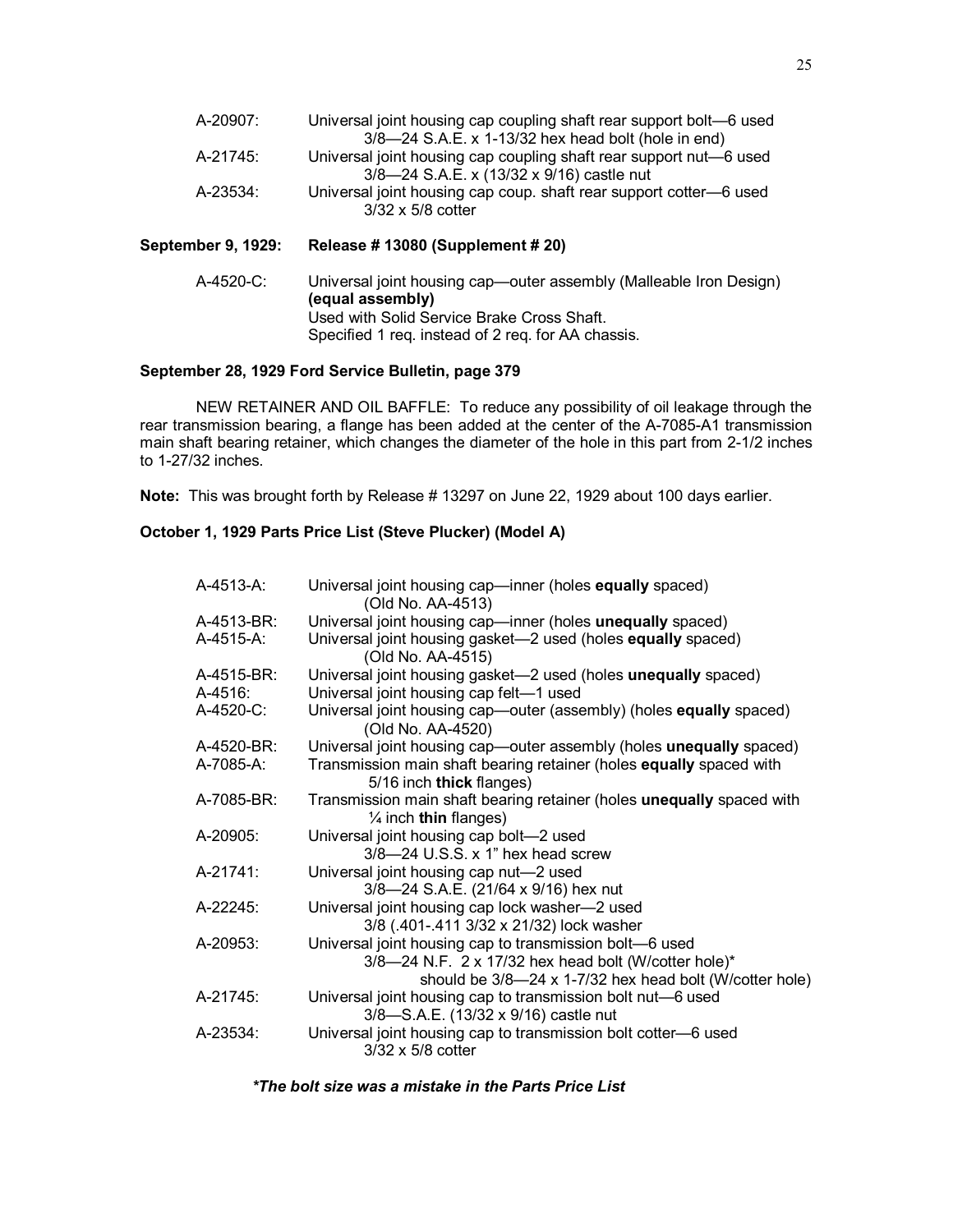| | |
|---|---|
| A-20907: | Universal joint housing cap coupling shaft rear support bolt—6 used<br>3/8—24 S.A.E. x 1-13/32 hex head bolt (hole in end) |
| A-21745: | Universal joint housing cap coupling shaft rear support nut—6 used<br>3/8—24 S.A.E. x (13/32 x 9/16) castle nut |
| A-23534: | Universal joint housing cap coup. shaft rear support cotter—6 used<br>3/32 x 5/8 cotter |

**September 9, 1929: Release # 13080 (Supplement # 20)**

| | |
|---|---|
| A-4520-C: | Universal joint housing cap—outer assembly (Malleable Iron Design)<br>**(equal assembly)**<br>Used with Solid Service Brake Cross Shaft.<br>Specified 1 req. instead of 2 req. for AA chassis. |

**September 28, 1929 Ford Service Bulletin, page 379**

NEW RETAINER AND OIL BAFFLE: To reduce any possibility of oil leakage through the rear transmission bearing, a flange has been added at the center of the A-7085-A1 transmission main shaft bearing retainer, which changes the diameter of the hole in this part from 2-1/2 inches to 1-27/32 inches.

**Note:** This was brought forth by Release # 13297 on June 22, 1929 about 100 days earlier.

**October 1, 1929 Parts Price List (Steve Plucker) (Model A)**

| | |
|---|---|
| A-4513-A: | Universal joint housing cap—inner (holes **equally** spaced)<br>(Old No. AA-4513) |
| A-4513-BR: | Universal joint housing cap—inner (holes **unequally** spaced) |
| A-4515-A: | Universal joint housing gasket—2 used (holes **equally** spaced)<br>(Old No. AA-4515) |
| A-4515-BR: | Universal joint housing gasket—2 used (holes **unequally** spaced) |
| A-4516: | Universal joint housing cap felt—1 used |
| A-4520-C: | Universal joint housing cap—outer (assembly) (holes **equally** spaced)<br>(Old No. AA-4520) |
| A-4520-BR: | Universal joint housing cap—outer assembly (holes **unequally** spaced) |
| A-7085-A: | Transmission main shaft bearing retainer (holes **equally** spaced with<br>5/16 inch **thick** flanges) |
| A-7085-BR: | Transmission main shaft bearing retainer (holes **unequally** spaced with<br>¼ inch **thin** flanges) |
| A-20905: | Universal joint housing cap bolt—2 used<br>3/8—24 U.S.S. x 1" hex head screw |
| A-21741: | Universal joint housing cap nut—2 used<br>3/8—24 S.A.E. (21/64 x 9/16) hex nut |
| A-22245: | Universal joint housing cap lock washer—2 used<br>3/8 (.401-.411 3/32 x 21/32) lock washer |
| A-20953: | Universal joint housing cap to transmission bolt—6 used<br>3/8—24 N.F. 2 x 17/32 hex head bolt (W/cotter hole)*<br>should be 3/8—24 x 1-7/32 hex head bolt (W/cotter hole) |
| A-21745: | Universal joint housing cap to transmission bolt nut—6 used<br>3/8—S.A.E. (13/32 x 9/16) castle nut |
| A-23534: | Universal joint housing cap to transmission bolt cotter—6 used<br>3/32 x 5/8 cotter |

***The bolt size was a mistake in the Parts Price List***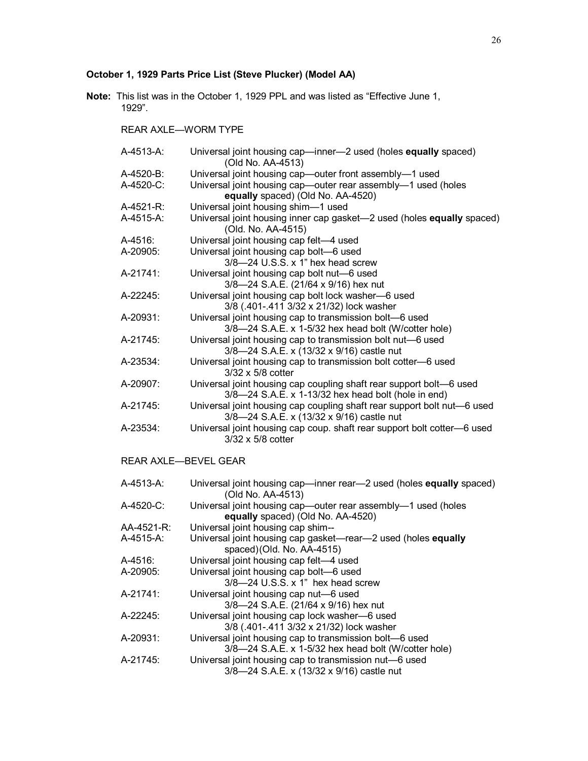**October 1, 1929 Parts Price List (Steve Plucker) (Model AA)**

**Note:** This list was in the October 1, 1929 PPL and was listed as "Effective June 1, 1929".

REAR AXLE—WORM TYPE

| | |
|---|---|
| A-4513-A: | Universal joint housing cap—inner—2 used (holes **equally** spaced) (Old No. AA-4513) |
| A-4520-B: | Universal joint housing cap—outer front assembly—1 used |
| A-4520-C: | Universal joint housing cap—outer rear assembly—1 used (holes **equally** spaced) (Old No. AA-4520) |
| A-4521-R: | Universal joint housing shim—1 used |
| A-4515-A: | Universal joint housing inner cap gasket—2 used (holes **equally** spaced) (Old. No. AA-4515) |
| A-4516: | Universal joint housing cap felt—4 used |
| A-20905: | Universal joint housing cap bolt—6 used<br>3/8—24 U.S.S. x 1" hex head screw |
| A-21741: | Universal joint housing cap bolt nut—6 used<br>3/8—24 S.A.E. (21/64 x 9/16) hex nut |
| A-22245: | Universal joint housing cap bolt lock washer—6 used<br>3/8 (.401-.411 3/32 x 21/32) lock washer |
| A-20931: | Universal joint housing cap to transmission bolt—6 used<br>3/8—24 S.A.E. x 1-5/32 hex head bolt (W/cotter hole) |
| A-21745: | Universal joint housing cap to transmission bolt nut—6 used<br>3/8—24 S.A.E. x (13/32 x 9/16) castle nut |
| A-23534: | Universal joint housing cap to transmission bolt cotter—6 used<br>3/32 x 5/8 cotter |
| A-20907: | Universal joint housing cap coupling shaft rear support bolt—6 used<br>3/8—24 S.A.E. x 1-13/32 hex head bolt (hole in end) |
| A-21745: | Universal joint housing cap coupling shaft rear support bolt nut—6 used<br>3/8—24 S.A.E. x (13/32 x 9/16) castle nut |
| A-23534: | Universal joint housing cap coup. shaft rear support bolt cotter—6 used<br>3/32 x 5/8 cotter |

REAR AXLE—BEVEL GEAR

| | |
|---|---|
| A-4513-A: | Universal joint housing cap—inner rear—2 used (holes **equally** spaced) (Old No. AA-4513) |
| A-4520-C: | Universal joint housing cap—outer rear assembly—1 used (holes **equally** spaced) (Old No. AA-4520) |
| AA-4521-R: | Universal joint housing cap shim-- |
| A-4515-A: | Universal joint housing cap gasket—rear—2 used (holes **equally** spaced)(Old. No. AA-4515) |
| A-4516: | Universal joint housing cap felt—4 used |
| A-20905: | Universal joint housing cap bolt—6 used<br>3/8—24 U.S.S. x 1" hex head screw |
| A-21741: | Universal joint housing cap nut—6 used<br>3/8—24 S.A.E. (21/64 x 9/16) hex nut |
| A-22245: | Universal joint housing cap lock washer—6 used<br>3/8 (.401-.411 3/32 x 21/32) lock washer |
| A-20931: | Universal joint housing cap to transmission bolt—6 used<br>3/8—24 S.A.E. x 1-5/32 hex head bolt (W/cotter hole) |
| A-21745: | Universal joint housing cap to transmission nut—6 used<br>3/8—24 S.A.E. x (13/32 x 9/16) castle nut |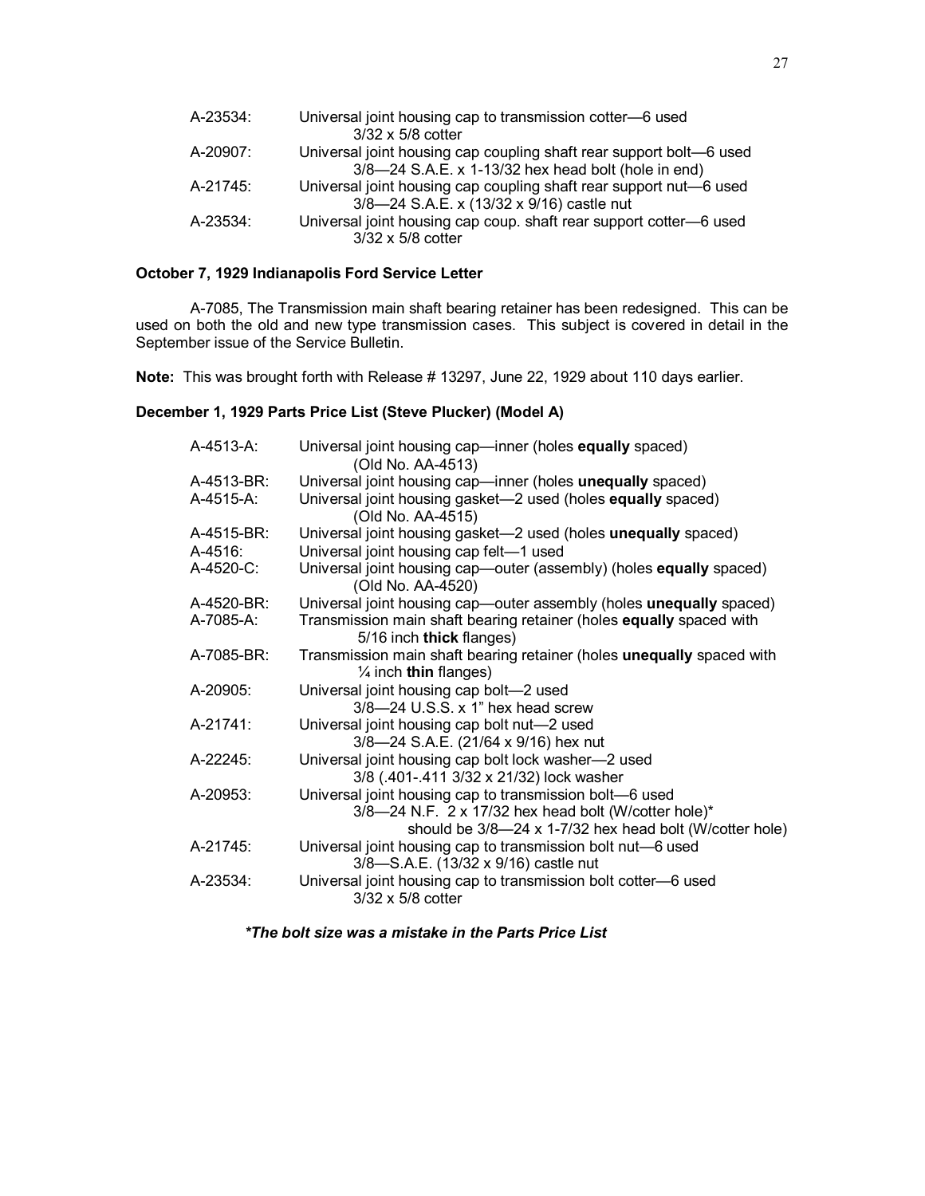| | |
|---|---|
| A-23534: | Universal joint housing cap to transmission cotter—6 used<br>3/32 x 5/8 cotter |
| A-20907: | Universal joint housing cap coupling shaft rear support bolt—6 used<br>3/8—24 S.A.E. x 1-13/32 hex head bolt (hole in end) |
| A-21745: | Universal joint housing cap coupling shaft rear support nut—6 used<br>3/8—24 S.A.E. x (13/32 x 9/16) castle nut |
| A-23534: | Universal joint housing cap coup. shaft rear support cotter—6 used<br>3/32 x 5/8 cotter |

**October 7, 1929 Indianapolis Ford Service Letter**

A-7085, The Transmission main shaft bearing retainer has been redesigned. This can be used on both the old and new type transmission cases. This subject is covered in detail in the September issue of the Service Bulletin.

**Note:** This was brought forth with Release # 13297, June 22, 1929 about 110 days earlier.

**December 1, 1929 Parts Price List (Steve Plucker) (Model A)**

| | |
|---|---|
| A-4513-A: | Universal joint housing cap—inner (holes **equally** spaced)<br>(Old No. AA-4513) |
| A-4513-BR: | Universal joint housing cap—inner (holes **unequally** spaced) |
| A-4515-A: | Universal joint housing gasket—2 used (holes **equally** spaced)<br>(Old No. AA-4515) |
| A-4515-BR: | Universal joint housing gasket—2 used (holes **unequally** spaced) |
| A-4516: | Universal joint housing cap felt—1 used |
| A-4520-C: | Universal joint housing cap—outer (assembly) (holes **equally** spaced)<br>(Old No. AA-4520) |
| A-4520-BR: | Universal joint housing cap—outer assembly (holes **unequally** spaced) |
| A-7085-A: | Transmission main shaft bearing retainer (holes **equally** spaced with<br>5/16 inch **thick** flanges) |
| A-7085-BR: | Transmission main shaft bearing retainer (holes **unequally** spaced with<br>¼ inch **thin** flanges) |
| A-20905: | Universal joint housing cap bolt—2 used<br>3/8—24 U.S.S. x 1" hex head screw |
| A-21741: | Universal joint housing cap bolt nut—2 used<br>3/8—24 S.A.E. (21/64 x 9/16) hex nut |
| A-22245: | Universal joint housing cap bolt lock washer—2 used<br>3/8 (.401-.411 3/32 x 21/32) lock washer |
| A-20953: | Universal joint housing cap to transmission bolt—6 used<br>3/8—24 N.F. 2 x 17/32 hex head bolt (W/cotter hole)*<br>should be 3/8—24 x 1-7/32 hex head bolt (W/cotter hole) |
| A-21745: | Universal joint housing cap to transmission bolt nut—6 used<br>3/8—S.A.E. (13/32 x 9/16) castle nut |
| A-23534: | Universal joint housing cap to transmission bolt cotter—6 used<br>3/32 x 5/8 cotter |

***The bolt size was a mistake in the Parts Price List***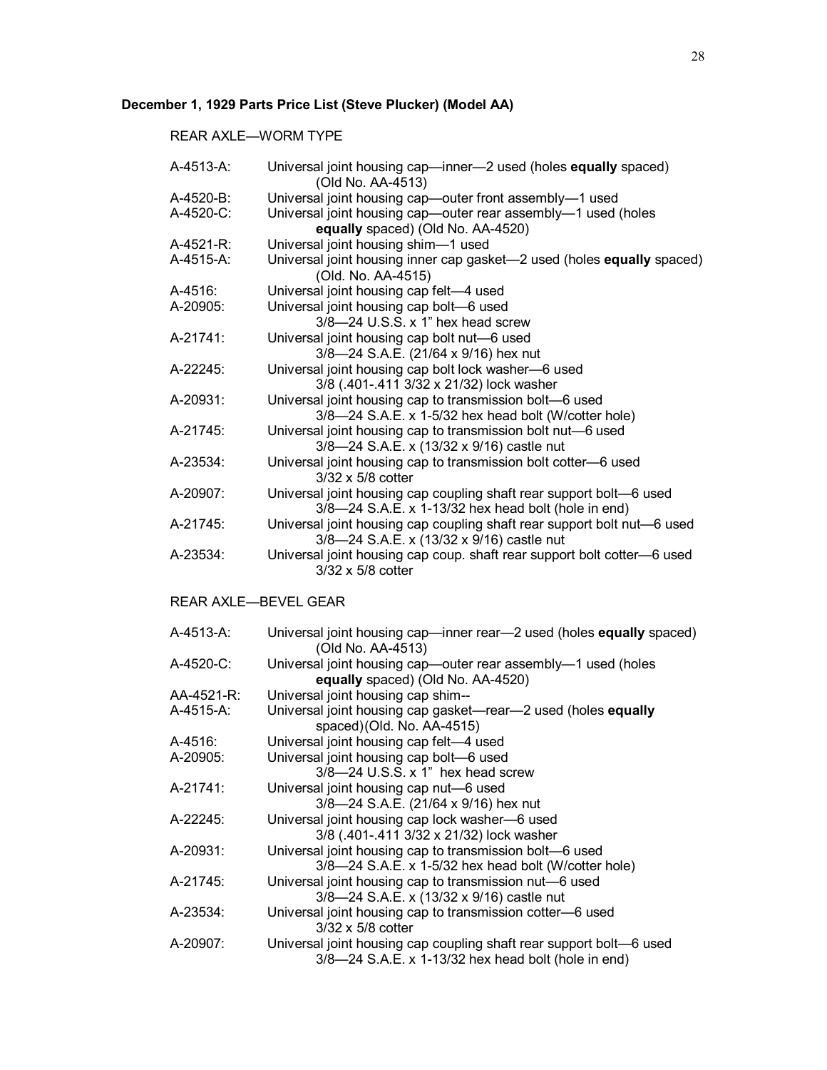**December 1, 1929 Parts Price List (Steve Plucker) (Model AA)**

REAR AXLE—WORM TYPE

| | |
|---|---|
| A-4513-A: | Universal joint housing cap—inner—2 used (holes **equally** spaced) (Old No. AA-4513) |
| A-4520-B: | Universal joint housing cap—outer front assembly—1 used |
| A-4520-C: | Universal joint housing cap—outer rear assembly—1 used (holes **equally** spaced) (Old No. AA-4520) |
| A-4521-R: | Universal joint housing shim—1 used |
| A-4515-A: | Universal joint housing inner cap gasket—2 used (holes **equally** spaced) (Old. No. AA-4515) |
| A-4516: | Universal joint housing cap felt—4 used |
| A-20905: | Universal joint housing cap bolt—6 used<br>3/8—24 U.S.S. x 1" hex head screw |
| A-21741: | Universal joint housing cap bolt nut—6 used<br>3/8—24 S.A.E. (21/64 x 9/16) hex nut |
| A-22245: | Universal joint housing cap bolt lock washer—6 used<br>3/8 (.401-.411 3/32 x 21/32) lock washer |
| A-20931: | Universal joint housing cap to transmission bolt—6 used<br>3/8—24 S.A.E. x 1-5/32 hex head bolt (W/cotter hole) |
| A-21745: | Universal joint housing cap to transmission bolt nut—6 used<br>3/8—24 S.A.E. x (13/32 x 9/16) castle nut |
| A-23534: | Universal joint housing cap to transmission bolt cotter—6 used<br>3/32 x 5/8 cotter |
| A-20907: | Universal joint housing cap coupling shaft rear support bolt—6 used<br>3/8—24 S.A.E. x 1-13/32 hex head bolt (hole in end) |
| A-21745: | Universal joint housing cap coupling shaft rear support bolt nut—6 used<br>3/8—24 S.A.E. x (13/32 x 9/16) castle nut |
| A-23534: | Universal joint housing cap coup. shaft rear support bolt cotter—6 used<br>3/32 x 5/8 cotter |

REAR AXLE—BEVEL GEAR

| | |
|---|---|
| A-4513-A: | Universal joint housing cap—inner rear—2 used (holes **equally** spaced) (Old No. AA-4513) |
| A-4520-C: | Universal joint housing cap—outer rear assembly—1 used (holes **equally** spaced) (Old No. AA-4520) |
| AA-4521-R: | Universal joint housing cap shim-- |
| A-4515-A: | Universal joint housing cap gasket—rear—2 used (holes **equally** spaced)(Old. No. AA-4515) |
| A-4516: | Universal joint housing cap felt—4 used |
| A-20905: | Universal joint housing cap bolt—6 used<br>3/8—24 U.S.S. x 1" hex head screw |
| A-21741: | Universal joint housing cap nut—6 used<br>3/8—24 S.A.E. (21/64 x 9/16) hex nut |
| A-22245: | Universal joint housing cap lock washer—6 used<br>3/8 (.401-.411 3/32 x 21/32) lock washer |
| A-20931: | Universal joint housing cap to transmission bolt—6 used<br>3/8—24 S.A.E. x 1-5/32 hex head bolt (W/cotter hole) |
| A-21745: | Universal joint housing cap to transmission nut—6 used<br>3/8—24 S.A.E. x (13/32 x 9/16) castle nut |
| A-23534: | Universal joint housing cap to transmission cotter—6 used<br>3/32 x 5/8 cotter |
| A-20907: | Universal joint housing cap coupling shaft rear support bolt—6 used<br>3/8—24 S.A.E. x 1-13/32 hex head bolt (hole in end) |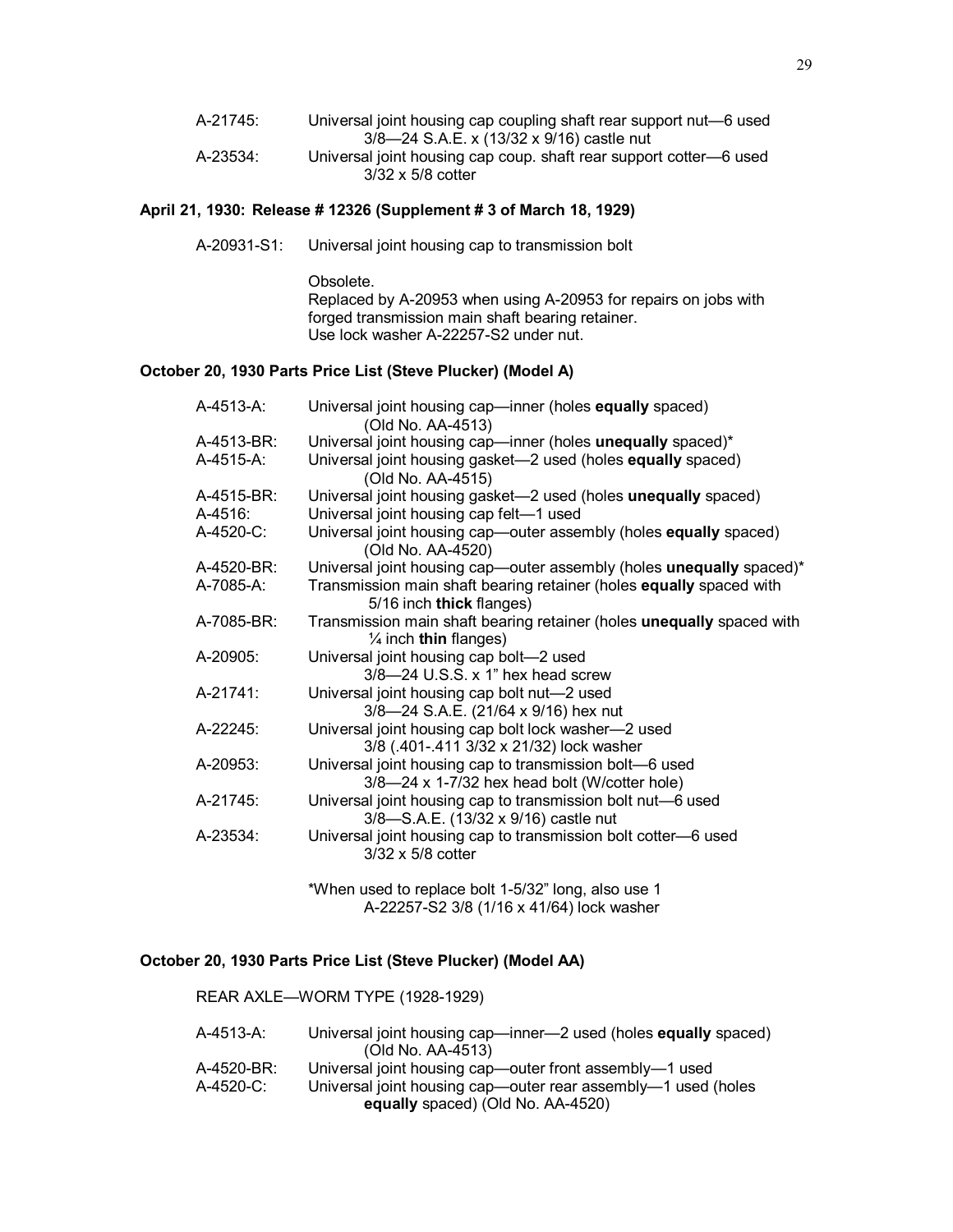A-21745: Universal joint housing cap coupling shaft rear support nut—6 used
3/8—24 S.A.E. x (13/32 x 9/16) castle nut

A-23534: Universal joint housing cap coup. shaft rear support cotter—6 used
3/32 x 5/8 cotter

**April 21, 1930: Release # 12326 (Supplement # 3 of March 18, 1929)**

A-20931-S1: Universal joint housing cap to transmission bolt

Obsolete.
Replaced by A-20953 when using A-20953 for repairs on jobs with forged transmission main shaft bearing retainer.
Use lock washer A-22257-S2 under nut.

**October 20, 1930 Parts Price List (Steve Plucker) (Model A)**

A-4513-A: Universal joint housing cap—inner (holes **equally** spaced)
(Old No. AA-4513)

A-4513-BR: Universal joint housing cap—inner (holes **unequally** spaced)*

A-4515-A: Universal joint housing gasket—2 used (holes **equally** spaced)
(Old No. AA-4515)

A-4515-BR: Universal joint housing gasket—2 used (holes **unequally** spaced)

A-4516: Universal joint housing cap felt—1 used

A-4520-C: Universal joint housing cap—outer assembly (holes **equally** spaced)
(Old No. AA-4520)

A-4520-BR: Universal joint housing cap—outer assembly (holes **unequally** spaced)*

A-7085-A: Transmission main shaft bearing retainer (holes **equally** spaced with 5/16 inch **thick** flanges)

A-7085-BR: Transmission main shaft bearing retainer (holes **unequally** spaced with ¼ inch **thin** flanges)

A-20905: Universal joint housing cap bolt—2 used
3/8—24 U.S.S. x 1" hex head screw

A-21741: Universal joint housing cap bolt nut—2 used
3/8—24 S.A.E. (21/64 x 9/16) hex nut

A-22245: Universal joint housing cap bolt lock washer—2 used
3/8 (.401-.411 3/32 x 21/32) lock washer

A-20953: Universal joint housing cap to transmission bolt—6 used
3/8—24 x 1-7/32 hex head bolt (W/cotter hole)

A-21745: Universal joint housing cap to transmission bolt nut—6 used
3/8—S.A.E. (13/32 x 9/16) castle nut

A-23534: Universal joint housing cap to transmission bolt cotter—6 used
3/32 x 5/8 cotter

*When used to replace bolt 1-5/32" long, also use 1
A-22257-S2 3/8 (1/16 x 41/64) lock washer

**October 20, 1930 Parts Price List (Steve Plucker) (Model AA)**

REAR AXLE—WORM TYPE (1928-1929)

A-4513-A: Universal joint housing cap—inner—2 used (holes **equally** spaced)
(Old No. AA-4513)

A-4520-BR: Universal joint housing cap—outer front assembly—1 used

A-4520-C: Universal joint housing cap—outer rear assembly—1 used (holes **equally** spaced) (Old No. AA-4520)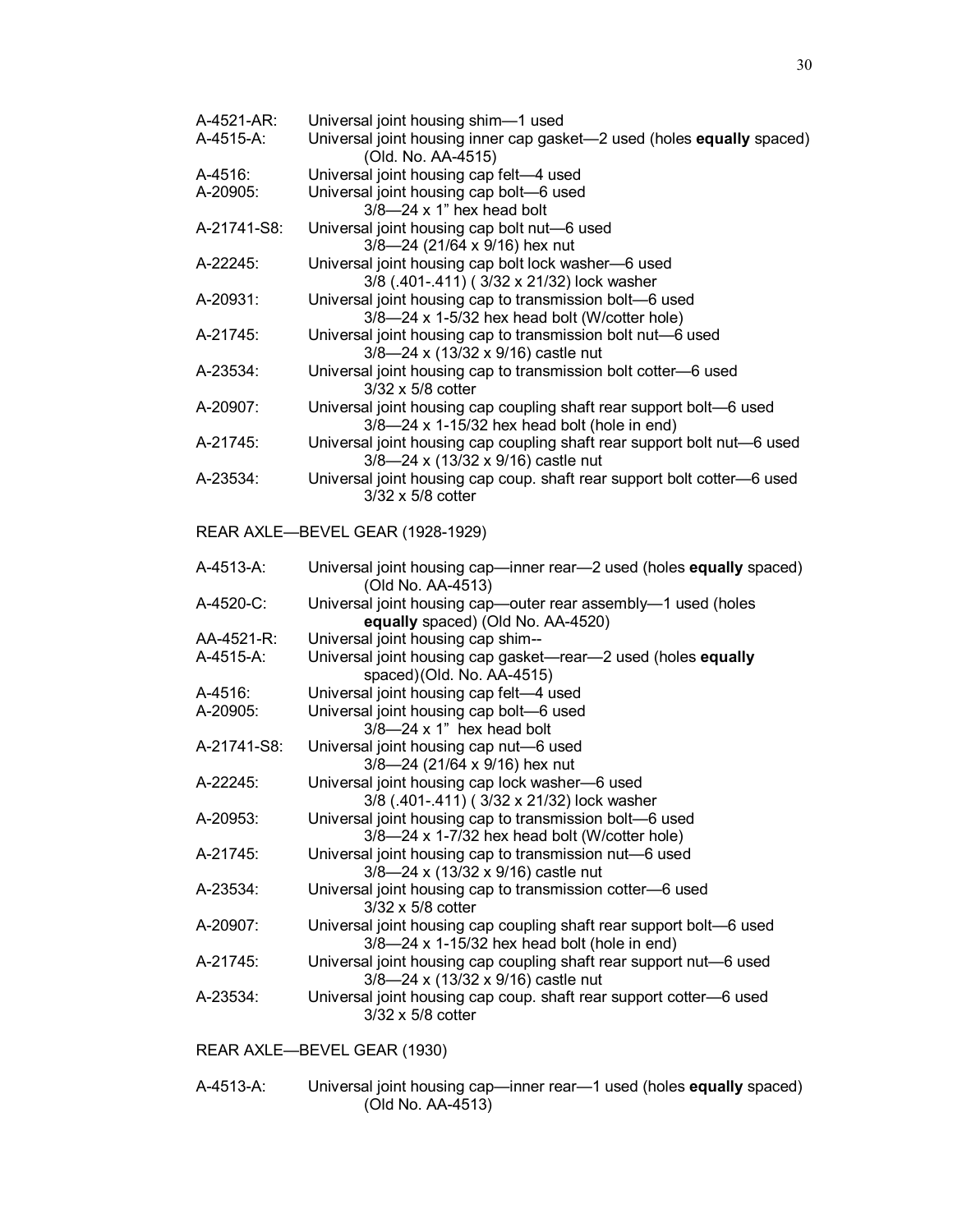A-4521-AR: Universal joint housing shim—1 used
A-4515-A: Universal joint housing inner cap gasket—2 used (holes **equally** spaced)
(Old. No. AA-4515)
A-4516: Universal joint housing cap felt—4 used
A-20905: Universal joint housing cap bolt—6 used
3/8—24 x 1" hex head bolt
A-21741-S8: Universal joint housing cap bolt nut—6 used
3/8—24 (21/64 x 9/16) hex nut
A-22245: Universal joint housing cap bolt lock washer—6 used
3/8 (.401-.411) ( 3/32 x 21/32) lock washer
A-20931: Universal joint housing cap to transmission bolt—6 used
3/8—24 x 1-5/32 hex head bolt (W/cotter hole)
A-21745: Universal joint housing cap to transmission bolt nut—6 used
3/8—24 x (13/32 x 9/16) castle nut
A-23534: Universal joint housing cap to transmission bolt cotter—6 used
3/32 x 5/8 cotter
A-20907: Universal joint housing cap coupling shaft rear support bolt—6 used
3/8—24 x 1-15/32 hex head bolt (hole in end)
A-21745: Universal joint housing cap coupling shaft rear support bolt nut—6 used
3/8—24 x (13/32 x 9/16) castle nut
A-23534: Universal joint housing cap coup. shaft rear support bolt cotter—6 used
3/32 x 5/8 cotter

REAR AXLE—BEVEL GEAR (1928-1929)

A-4513-A: Universal joint housing cap—inner rear—2 used (holes **equally** spaced)
(Old No. AA-4513)
A-4520-C: Universal joint housing cap—outer rear assembly—1 used (holes
**equally** spaced) (Old No. AA-4520)
AA-4521-R: Universal joint housing cap shim--
A-4515-A: Universal joint housing cap gasket—rear—2 used (holes **equally**
spaced)(Old. No. AA-4515)
A-4516: Universal joint housing cap felt—4 used
A-20905: Universal joint housing cap bolt—6 used
3/8—24 x 1" hex head bolt
A-21741-S8: Universal joint housing cap nut—6 used
3/8—24 (21/64 x 9/16) hex nut
A-22245: Universal joint housing cap lock washer—6 used
3/8 (.401-.411) ( 3/32 x 21/32) lock washer
A-20953: Universal joint housing cap to transmission bolt—6 used
3/8—24 x 1-7/32 hex head bolt (W/cotter hole)
A-21745: Universal joint housing cap to transmission nut—6 used
3/8—24 x (13/32 x 9/16) castle nut
A-23534: Universal joint housing cap to transmission cotter—6 used
3/32 x 5/8 cotter
A-20907: Universal joint housing cap coupling shaft rear support bolt—6 used
3/8—24 x 1-15/32 hex head bolt (hole in end)
A-21745: Universal joint housing cap coupling shaft rear support nut—6 used
3/8—24 x (13/32 x 9/16) castle nut
A-23534: Universal joint housing cap coup. shaft rear support cotter—6 used
3/32 x 5/8 cotter

REAR AXLE—BEVEL GEAR (1930)

A-4513-A: Universal joint housing cap—inner rear—1 used (holes **equally** spaced)
(Old No. AA-4513)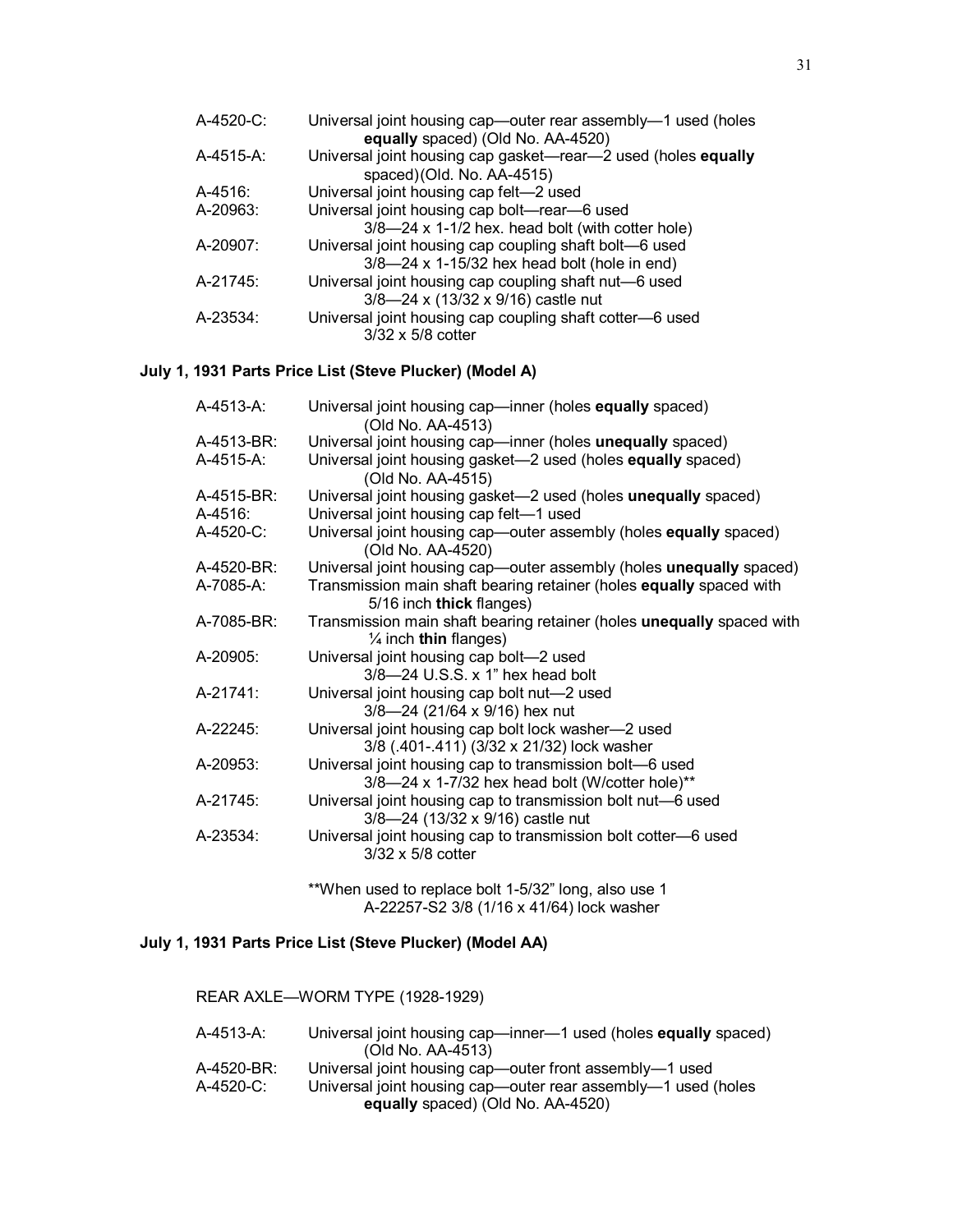A-4520-C: Universal joint housing cap—outer rear assembly—1 used (holes **equally** spaced) (Old No. AA-4520)
A-4515-A: Universal joint housing cap gasket—rear—2 used (holes **equally** spaced)(Old. No. AA-4515)
A-4516: Universal joint housing cap felt—2 used
A-20963: Universal joint housing cap bolt—rear—6 used
3/8—24 x 1-1/2 hex. head bolt (with cotter hole)
A-20907: Universal joint housing cap coupling shaft bolt—6 used
3/8—24 x 1-15/32 hex head bolt (hole in end)
A-21745: Universal joint housing cap coupling shaft nut—6 used
3/8—24 x (13/32 x 9/16) castle nut
A-23534: Universal joint housing cap coupling shaft cotter—6 used
3/32 x 5/8 cotter

**July 1, 1931 Parts Price List (Steve Plucker) (Model A)**

A-4513-A: Universal joint housing cap—inner (holes **equally** spaced) (Old No. AA-4513)
A-4513-BR: Universal joint housing cap—inner (holes **unequally** spaced)
A-4515-A: Universal joint housing gasket—2 used (holes **equally** spaced) (Old No. AA-4515)
A-4515-BR: Universal joint housing gasket—2 used (holes **unequally** spaced)
A-4516: Universal joint housing cap felt—1 used
A-4520-C: Universal joint housing cap—outer assembly (holes **equally** spaced) (Old No. AA-4520)
A-4520-BR: Universal joint housing cap—outer assembly (holes **unequally** spaced)
A-7085-A: Transmission main shaft bearing retainer (holes **equally** spaced with 5/16 inch **thick** flanges)
A-7085-BR: Transmission main shaft bearing retainer (holes **unequally** spaced with ¼ inch **thin** flanges)
A-20905: Universal joint housing cap bolt—2 used
3/8—24 U.S.S. x 1" hex head bolt
A-21741: Universal joint housing cap bolt nut—2 used
3/8—24 (21/64 x 9/16) hex nut
A-22245: Universal joint housing cap bolt lock washer—2 used
3/8 (.401-.411) (3/32 x 21/32) lock washer
A-20953: Universal joint housing cap to transmission bolt—6 used
3/8—24 x 1-7/32 hex head bolt (W/cotter hole)**
A-21745: Universal joint housing cap to transmission bolt nut—6 used
3/8—24 (13/32 x 9/16) castle nut
A-23534: Universal joint housing cap to transmission bolt cotter—6 used
3/32 x 5/8 cotter

**When used to replace bolt 1-5/32" long, also use 1 A-22257-S2 3/8 (1/16 x 41/64) lock washer

**July 1, 1931 Parts Price List (Steve Plucker) (Model AA)**

REAR AXLE—WORM TYPE (1928-1929)

A-4513-A: Universal joint housing cap—inner—1 used (holes **equally** spaced) (Old No. AA-4513)
A-4520-BR: Universal joint housing cap—outer front assembly—1 used
A-4520-C: Universal joint housing cap—outer rear assembly—1 used (holes **equally** spaced) (Old No. AA-4520)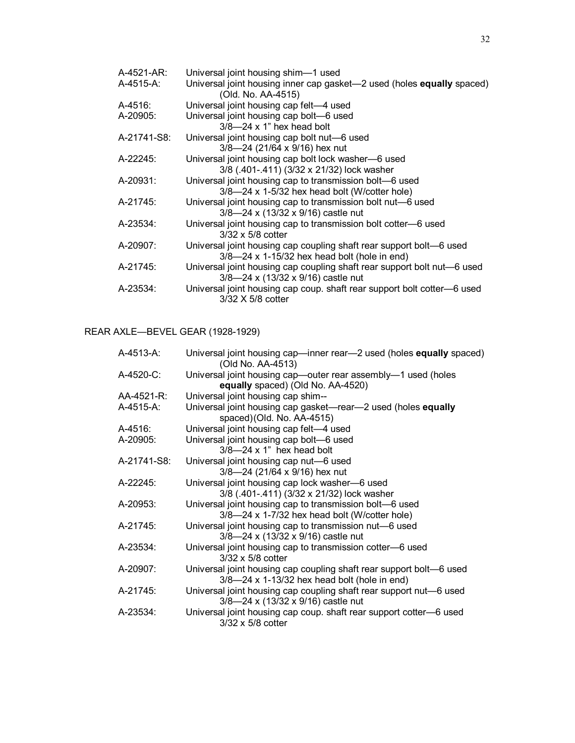| | |
|---|---|
| A-4521-AR: | Universal joint housing shim—1 used |
| A-4515-A: | Universal joint housing inner cap gasket—2 used (holes **equally** spaced) (Old. No. AA-4515) |
| A-4516: | Universal joint housing cap felt—4 used |
| A-20905: | Universal joint housing cap bolt—6 used 3/8—24 x 1" hex head bolt |
| A-21741-S8: | Universal joint housing cap bolt nut—6 used 3/8—24 (21/64 x 9/16) hex nut |
| A-22245: | Universal joint housing cap bolt lock washer—6 used 3/8 (.401-.411) (3/32 x 21/32) lock washer |
| A-20931: | Universal joint housing cap to transmission bolt—6 used 3/8—24 x 1-5/32 hex head bolt (W/cotter hole) |
| A-21745: | Universal joint housing cap to transmission bolt nut—6 used 3/8—24 x (13/32 x 9/16) castle nut |
| A-23534: | Universal joint housing cap to transmission bolt cotter—6 used 3/32 x 5/8 cotter |
| A-20907: | Universal joint housing cap coupling shaft rear support bolt—6 used 3/8—24 x 1-15/32 hex head bolt (hole in end) |
| A-21745: | Universal joint housing cap coupling shaft rear support bolt nut—6 used 3/8—24 x (13/32 x 9/16) castle nut |
| A-23534: | Universal joint housing cap coup. shaft rear support bolt cotter—6 used 3/32 X 5/8 cotter |

## REAR AXLE—BEVEL GEAR (1928-1929)

| | |
|---|---|
| A-4513-A: | Universal joint housing cap—inner rear—2 used (holes **equally** spaced) (Old No. AA-4513) |
| A-4520-C: | Universal joint housing cap—outer rear assembly—1 used (holes **equally** spaced) (Old No. AA-4520) |
| AA-4521-R: | Universal joint housing cap shim-- |
| A-4515-A: | Universal joint housing cap gasket—rear—2 used (holes **equally** spaced)(Old. No. AA-4515) |
| A-4516: | Universal joint housing cap felt—4 used |
| A-20905: | Universal joint housing cap bolt—6 used 3/8—24 x 1" hex head bolt |
| A-21741-S8: | Universal joint housing cap nut—6 used 3/8—24 (21/64 x 9/16) hex nut |
| A-22245: | Universal joint housing cap lock washer—6 used 3/8 (.401-.411) (3/32 x 21/32) lock washer |
| A-20953: | Universal joint housing cap to transmission bolt—6 used 3/8—24 x 1-7/32 hex head bolt (W/cotter hole) |
| A-21745: | Universal joint housing cap to transmission nut—6 used 3/8—24 x (13/32 x 9/16) castle nut |
| A-23534: | Universal joint housing cap to transmission cotter—6 used 3/32 x 5/8 cotter |
| A-20907: | Universal joint housing cap coupling shaft rear support bolt—6 used 3/8—24 x 1-13/32 hex head bolt (hole in end) |
| A-21745: | Universal joint housing cap coupling shaft rear support nut—6 used 3/8—24 x (13/32 x 9/16) castle nut |
| A-23534: | Universal joint housing cap coup. shaft rear support cotter—6 used 3/32 x 5/8 cotter |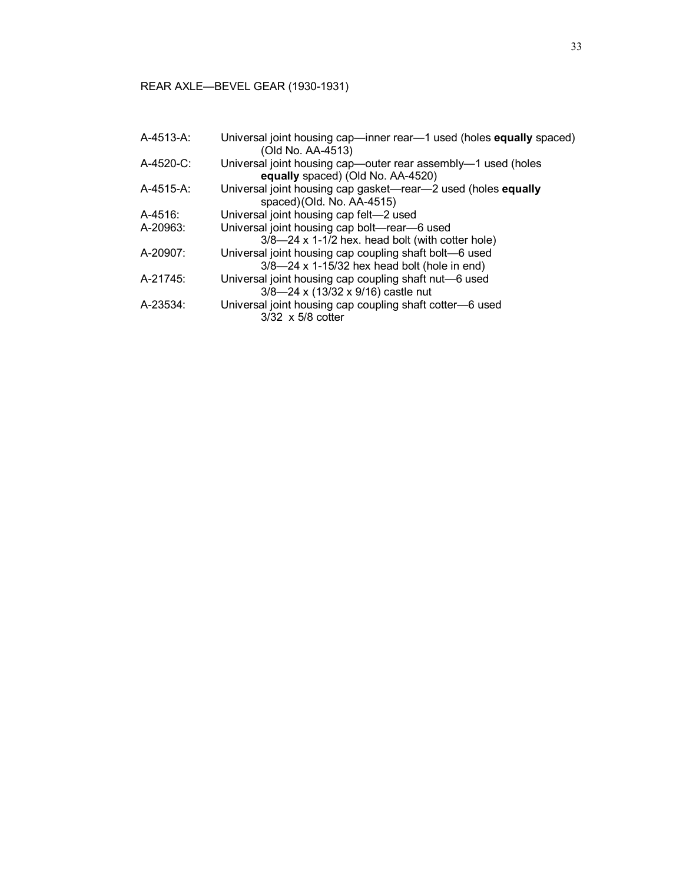REAR AXLE—BEVEL GEAR (1930-1931)

A-4513-A: Universal joint housing cap—inner rear—1 used (holes **equally** spaced) (Old No. AA-4513)

A-4520-C: Universal joint housing cap—outer rear assembly—1 used (holes **equally** spaced) (Old No. AA-4520)

A-4515-A: Universal joint housing cap gasket—rear—2 used (holes **equally** spaced)(Old. No. AA-4515)

A-4516: Universal joint housing cap felt—2 used

A-20963: Universal joint housing cap bolt—rear—6 used
3/8—24 x 1-1/2 hex. head bolt (with cotter hole)

A-20907: Universal joint housing cap coupling shaft bolt—6 used
3/8—24 x 1-15/32 hex head bolt (hole in end)

A-21745: Universal joint housing cap coupling shaft nut—6 used
3/8—24 x (13/32 x 9/16) castle nut

A-23534: Universal joint housing cap coupling shaft cotter—6 used
3/32 x 5/8 cotter